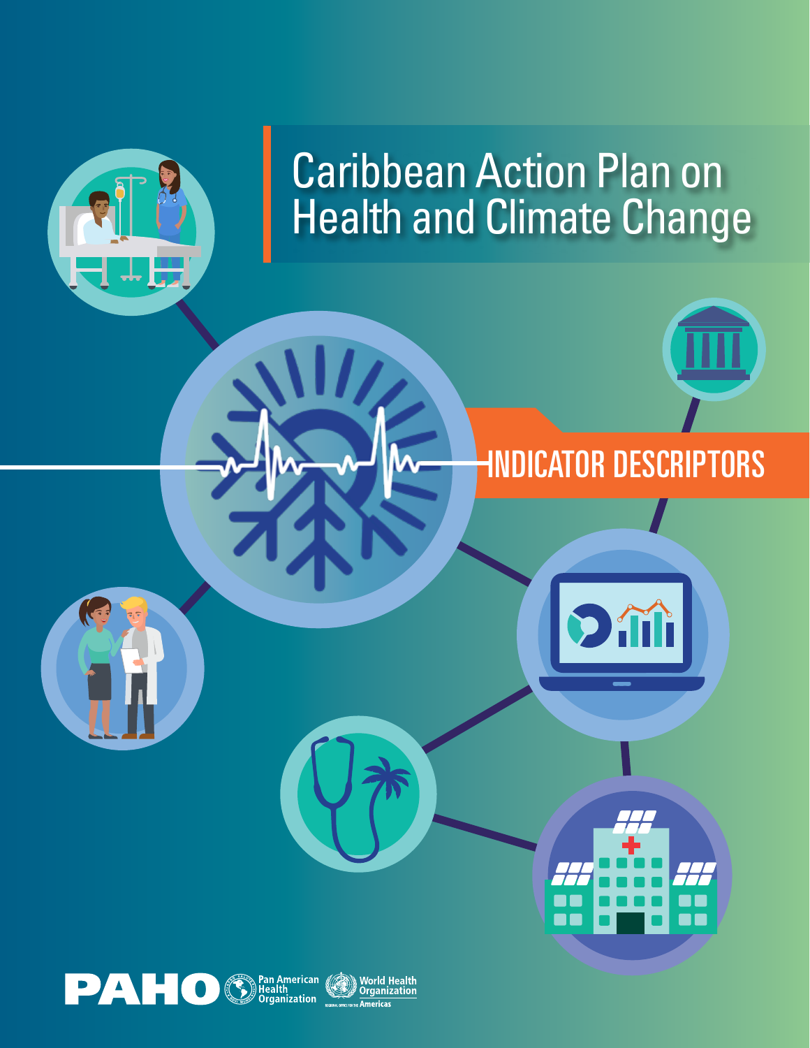# Caribbean Action Plan on Health and Climate Change

## INDICATOR DESCRIPTORS

PAHO Pan American Health Organization World Health Organization Americas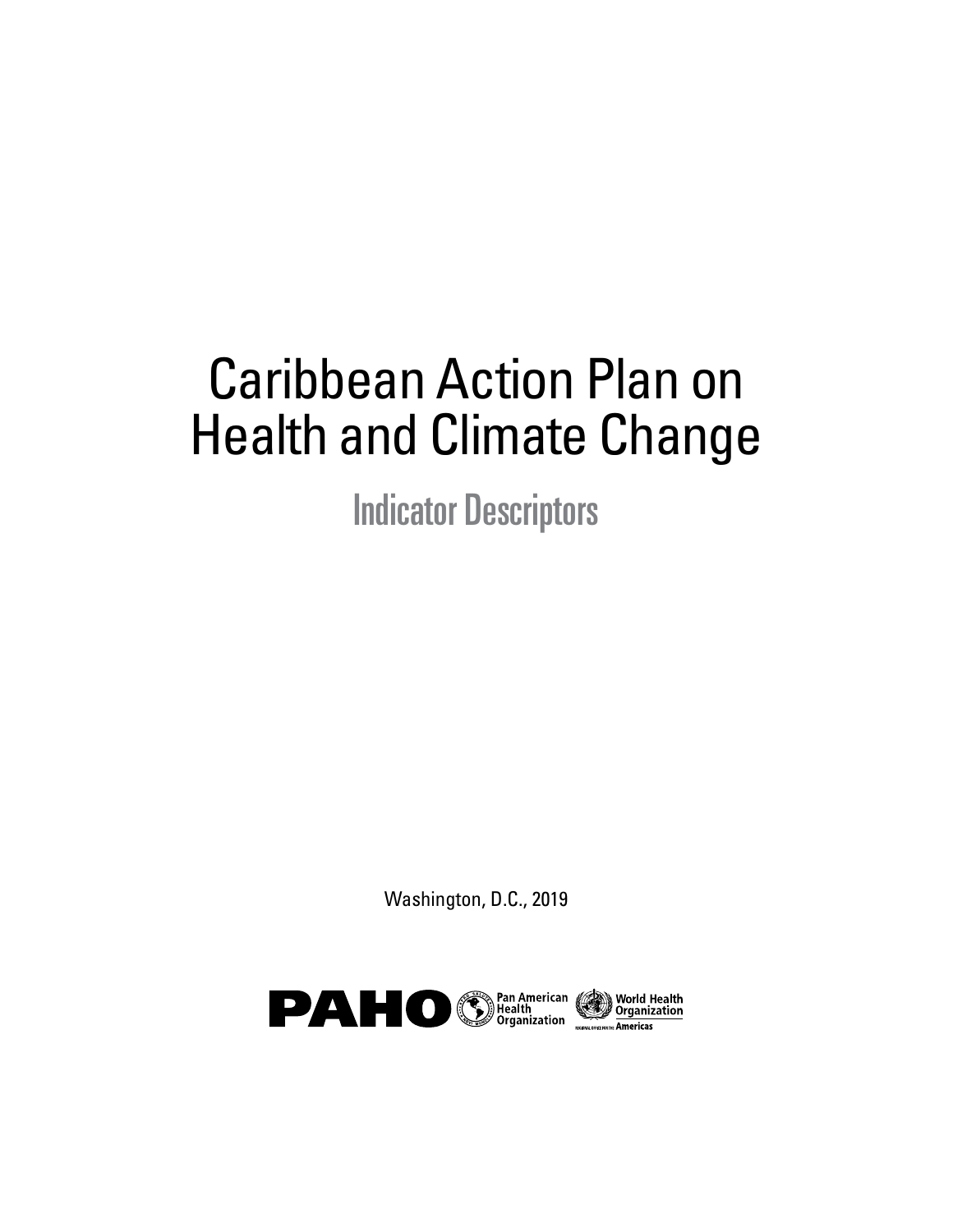# Caribbean Action Plan on Health and Climate Change

## Indicator Descriptors

Washington, D.C., 2019

PAHO Pan American Health Organization World Health Organization Regional Office for the Americas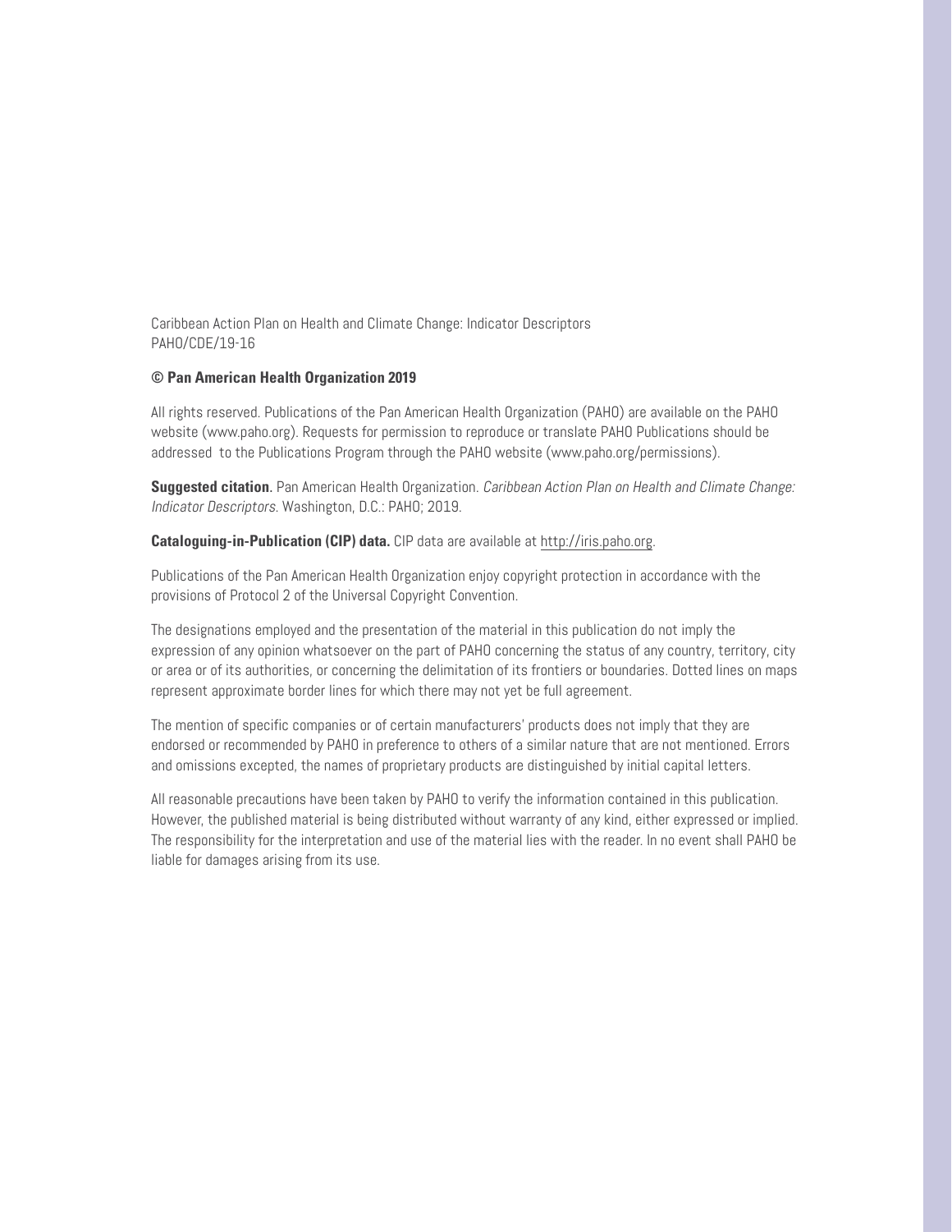Caribbean Action Plan on Health and Climate Change: Indicator Descriptors
PAHO/CDE/19-16

**© Pan American Health Organization 2019**

All rights reserved. Publications of the Pan American Health Organization (PAHO) are available on the PAHO website (www.paho.org). Requests for permission to reproduce or translate PAHO Publications should be addressed to the Publications Program through the PAHO website (www.paho.org/permissions).

**Suggested citation**. Pan American Health Organization. *Caribbean Action Plan on Health and Climate Change: Indicator Descriptors*. Washington, D.C.: PAHO; 2019.

**Cataloguing-in-Publication (CIP) data.** CIP data are available at http://iris.paho.org.

Publications of the Pan American Health Organization enjoy copyright protection in accordance with the provisions of Protocol 2 of the Universal Copyright Convention.

The designations employed and the presentation of the material in this publication do not imply the expression of any opinion whatsoever on the part of PAHO concerning the status of any country, territory, city or area or of its authorities, or concerning the delimitation of its frontiers or boundaries. Dotted lines on maps represent approximate border lines for which there may not yet be full agreement.

The mention of specific companies or of certain manufacturers' products does not imply that they are endorsed or recommended by PAHO in preference to others of a similar nature that are not mentioned. Errors and omissions excepted, the names of proprietary products are distinguished by initial capital letters.

All reasonable precautions have been taken by PAHO to verify the information contained in this publication. However, the published material is being distributed without warranty of any kind, either expressed or implied. The responsibility for the interpretation and use of the material lies with the reader. In no event shall PAHO be liable for damages arising from its use.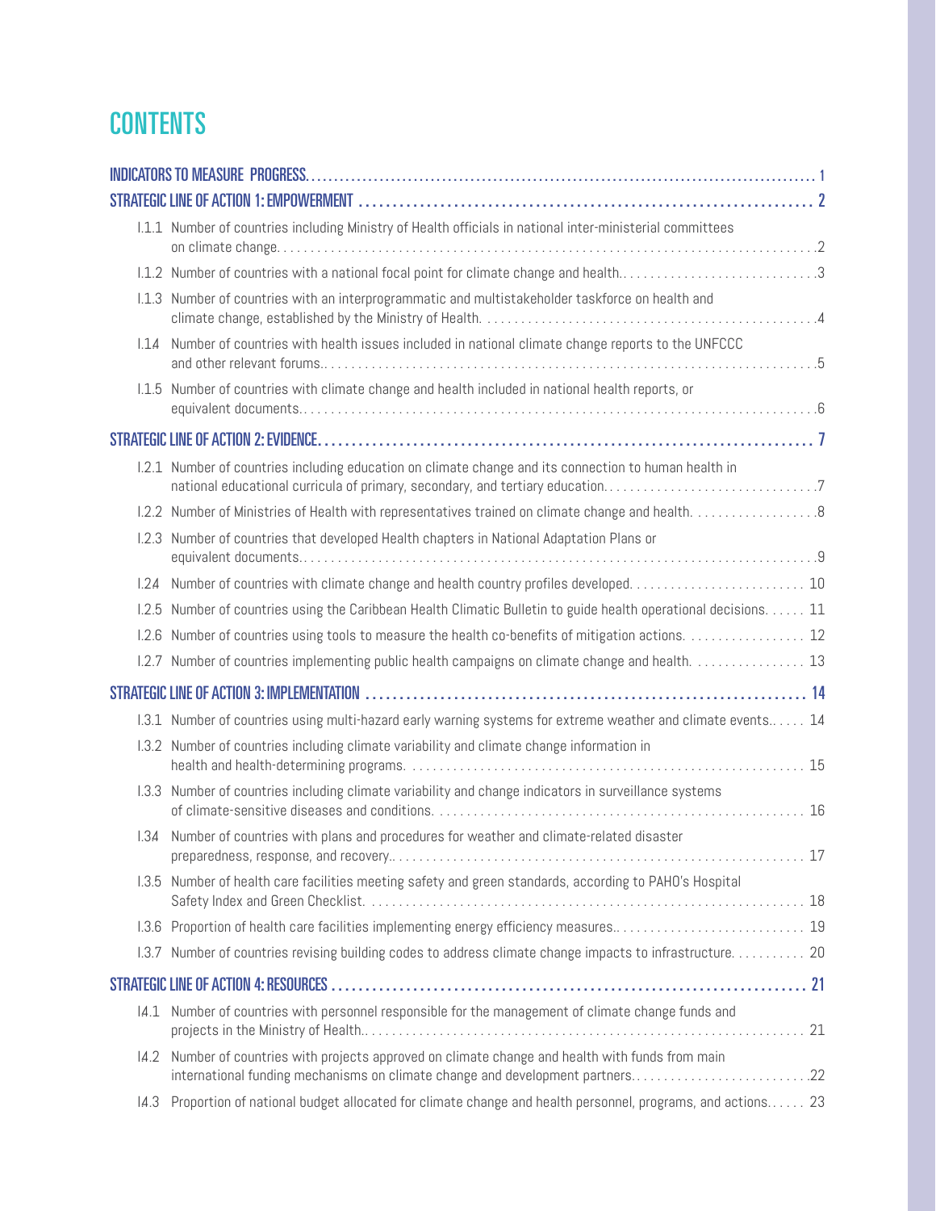# CONTENTS

INDICATORS TO MEASURE PROGRESS ..... 1

STRATEGIC LINE OF ACTION 1: EMPOWERMENT ..... 2

- I.1.1 Number of countries including Ministry of Health officials in national inter-ministerial committees on climate change ..... 2
- I.1.2 Number of countries with a national focal point for climate change and health ..... 3
- I.1.3 Number of countries with an interprogrammatic and multistakeholder taskforce on health and climate change, established by the Ministry of Health ..... 4
- I.1.4 Number of countries with health issues included in national climate change reports to the UNFCCC and other relevant forums ..... 5
- I.1.5 Number of countries with climate change and health included in national health reports, or equivalent documents ..... 6

STRATEGIC LINE OF ACTION 2: EVIDENCE ..... 7

- I.2.1 Number of countries including education on climate change and its connection to human health in national educational curricula of primary, secondary, and tertiary education ..... 7
- I.2.2 Number of Ministries of Health with representatives trained on climate change and health ..... 8
- I.2.3 Number of countries that developed Health chapters in National Adaptation Plans or equivalent documents ..... 9
- I.2.4 Number of countries with climate change and health country profiles developed ..... 10
- I.2.5 Number of countries using the Caribbean Health Climatic Bulletin to guide health operational decisions ..... 11
- I.2.6 Number of countries using tools to measure the health co-benefits of mitigation actions ..... 12
- I.2.7 Number of countries implementing public health campaigns on climate change and health ..... 13

STRATEGIC LINE OF ACTION 3: IMPLEMENTATION ..... 14

- I.3.1 Number of countries using multi-hazard early warning systems for extreme weather and climate events ..... 14
- I.3.2 Number of countries including climate variability and climate change information in health and health-determining programs ..... 15
- I.3.3 Number of countries including climate variability and change indicators in surveillance systems of climate-sensitive diseases and conditions ..... 16
- I.3.4 Number of countries with plans and procedures for weather and climate-related disaster preparedness, response, and recovery ..... 17
- I.3.5 Number of health care facilities meeting safety and green standards, according to PAHO's Hospital Safety Index and Green Checklist ..... 18
- I.3.6 Proportion of health care facilities implementing energy efficiency measures ..... 19
- I.3.7 Number of countries revising building codes to address climate change impacts to infrastructure ..... 20

STRATEGIC LINE OF ACTION 4: RESOURCES ..... 21

- I4.1 Number of countries with personnel responsible for the management of climate change funds and projects in the Ministry of Health ..... 21
- I4.2 Number of countries with projects approved on climate change and health with funds from main international funding mechanisms on climate change and development partners ..... 22
- I4.3 Proportion of national budget allocated for climate change and health personnel, programs, and actions ..... 23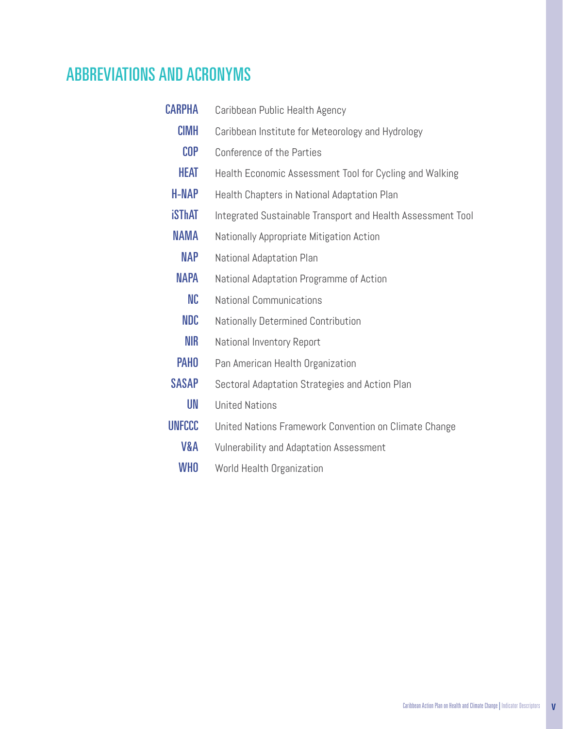# ABBREVIATIONS AND ACRONYMS

| | |
|---|---|
| **CARPHA** | Caribbean Public Health Agency |
| **CIMH** | Caribbean Institute for Meteorology and Hydrology |
| **COP** | Conference of the Parties |
| **HEAT** | Health Economic Assessment Tool for Cycling and Walking |
| **H-NAP** | Health Chapters in National Adaptation Plan |
| **iSThAT** | Integrated Sustainable Transport and Health Assessment Tool |
| **NAMA** | Nationally Appropriate Mitigation Action |
| **NAP** | National Adaptation Plan |
| **NAPA** | National Adaptation Programme of Action |
| **NC** | National Communications |
| **NDC** | Nationally Determined Contribution |
| **NIR** | National Inventory Report |
| **PAHO** | Pan American Health Organization |
| **SASAP** | Sectoral Adaptation Strategies and Action Plan |
| **UN** | United Nations |
| **UNFCCC** | United Nations Framework Convention on Climate Change |
| **V&A** | Vulnerability and Adaptation Assessment |
| **WHO** | World Health Organization |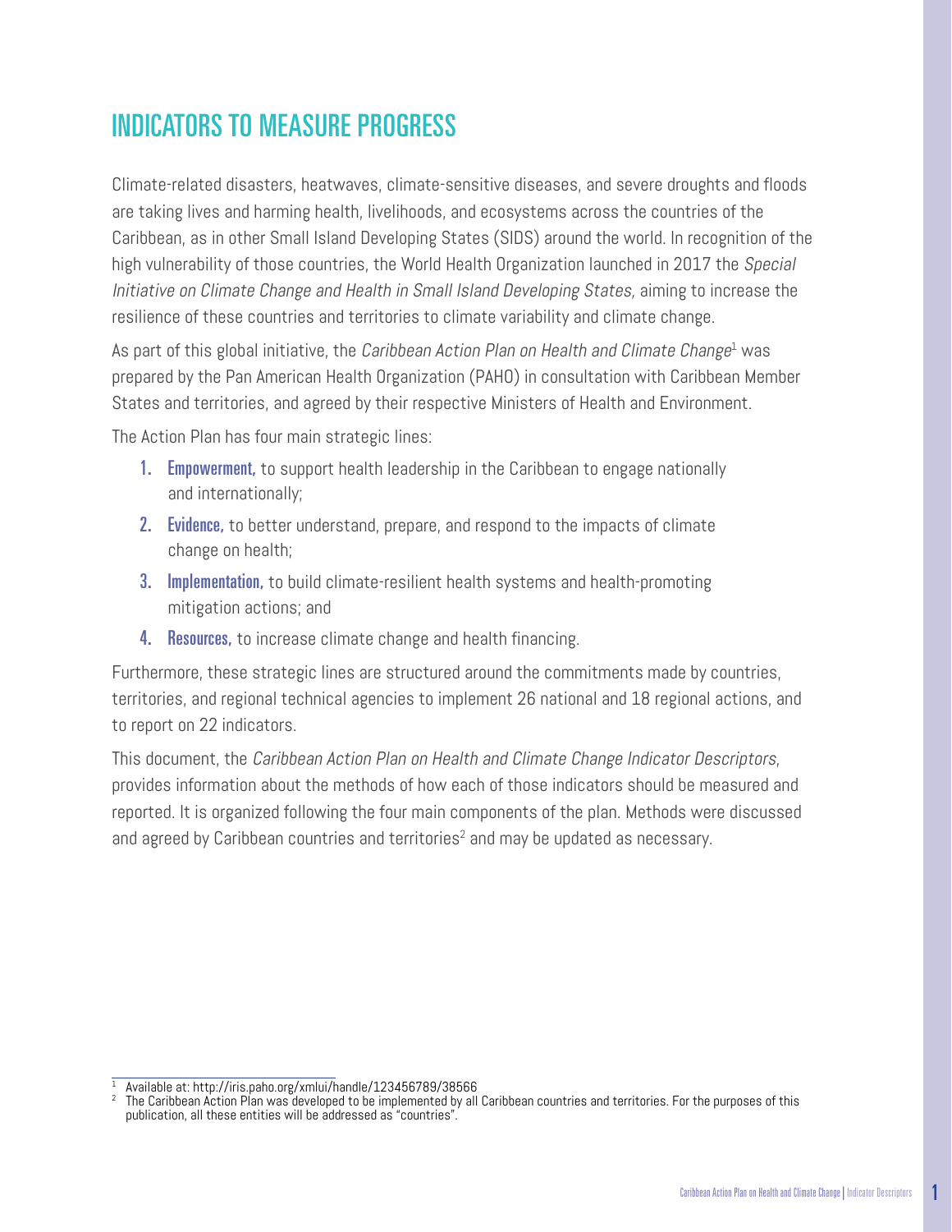# INDICATORS TO MEASURE PROGRESS

Climate-related disasters, heatwaves, climate-sensitive diseases, and severe droughts and floods are taking lives and harming health, livelihoods, and ecosystems across the countries of the Caribbean, as in other Small Island Developing States (SIDS) around the world. In recognition of the high vulnerability of those countries, the World Health Organization launched in 2017 the *Special Initiative on Climate Change and Health in Small Island Developing States,* aiming to increase the resilience of these countries and territories to climate variability and climate change.

As part of this global initiative, the *Caribbean Action Plan on Health and Climate Change*[1] was prepared by the Pan American Health Organization (PAHO) in consultation with Caribbean Member States and territories, and agreed by their respective Ministers of Health and Environment.

The Action Plan has four main strategic lines:

1. **Empowerment,** to support health leadership in the Caribbean to engage nationally and internationally;
2. **Evidence,** to better understand, prepare, and respond to the impacts of climate change on health;
3. **Implementation,** to build climate-resilient health systems and health-promoting mitigation actions; and
4. **Resources,** to increase climate change and health financing.

Furthermore, these strategic lines are structured around the commitments made by countries, territories, and regional technical agencies to implement 26 national and 18 regional actions, and to report on 22 indicators.

This document, the *Caribbean Action Plan on Health and Climate Change Indicator Descriptors*, provides information about the methods of how each of those indicators should be measured and reported. It is organized following the four main components of the plan. Methods were discussed and agreed by Caribbean countries and territories[2] and may be updated as necessary.

[1] Available at: http://iris.paho.org/xmlui/handle/123456789/38566

[2] The Caribbean Action Plan was developed to be implemented by all Caribbean countries and territories. For the purposes of this publication, all these entities will be addressed as "countries".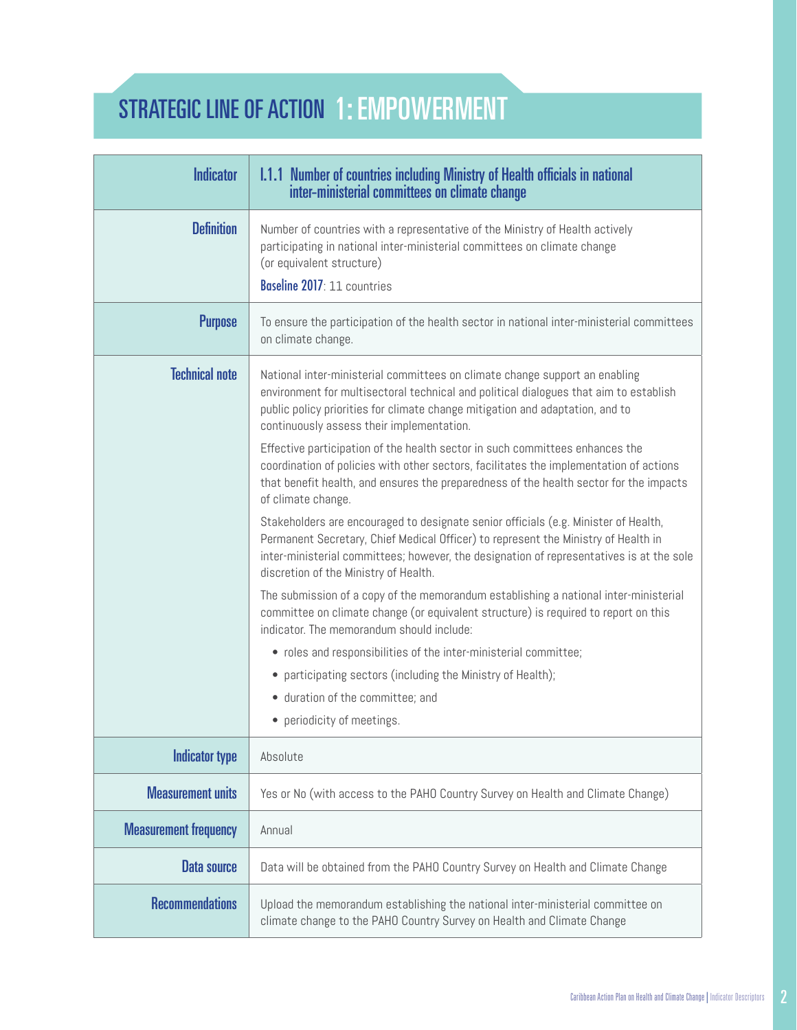# STRATEGIC LINE OF ACTION 1: EMPOWERMENT

| Indicator | I.1.1 Number of countries including Ministry of Health officials in national inter-ministerial committees on climate change |
|---|---|
| Definition | Number of countries with a representative of the Ministry of Health actively participating in national inter-ministerial committees on climate change (or equivalent structure)<br>**Baseline 2017**: 11 countries |
| Purpose | To ensure the participation of the health sector in national inter-ministerial committees on climate change. |
| Technical note | National inter-ministerial committees on climate change support an enabling environment for multisectoral technical and political dialogues that aim to establish public policy priorities for climate change mitigation and adaptation, and to continuously assess their implementation.<br>Effective participation of the health sector in such committees enhances the coordination of policies with other sectors, facilitates the implementation of actions that benefit health, and ensures the preparedness of the health sector for the impacts of climate change.<br>Stakeholders are encouraged to designate senior officials (e.g. Minister of Health, Permanent Secretary, Chief Medical Officer) to represent the Ministry of Health in inter-ministerial committees; however, the designation of representatives is at the sole discretion of the Ministry of Health.<br>The submission of a copy of the memorandum establishing a national inter-ministerial committee on climate change (or equivalent structure) is required to report on this indicator. The memorandum should include:<br>• roles and responsibilities of the inter-ministerial committee;<br>• participating sectors (including the Ministry of Health);<br>• duration of the committee; and<br>• periodicity of meetings. |
| Indicator type | Absolute |
| Measurement units | Yes or No (with access to the PAHO Country Survey on Health and Climate Change) |
| Measurement frequency | Annual |
| Data source | Data will be obtained from the PAHO Country Survey on Health and Climate Change |
| Recommendations | Upload the memorandum establishing the national inter-ministerial committee on climate change to the PAHO Country Survey on Health and Climate Change |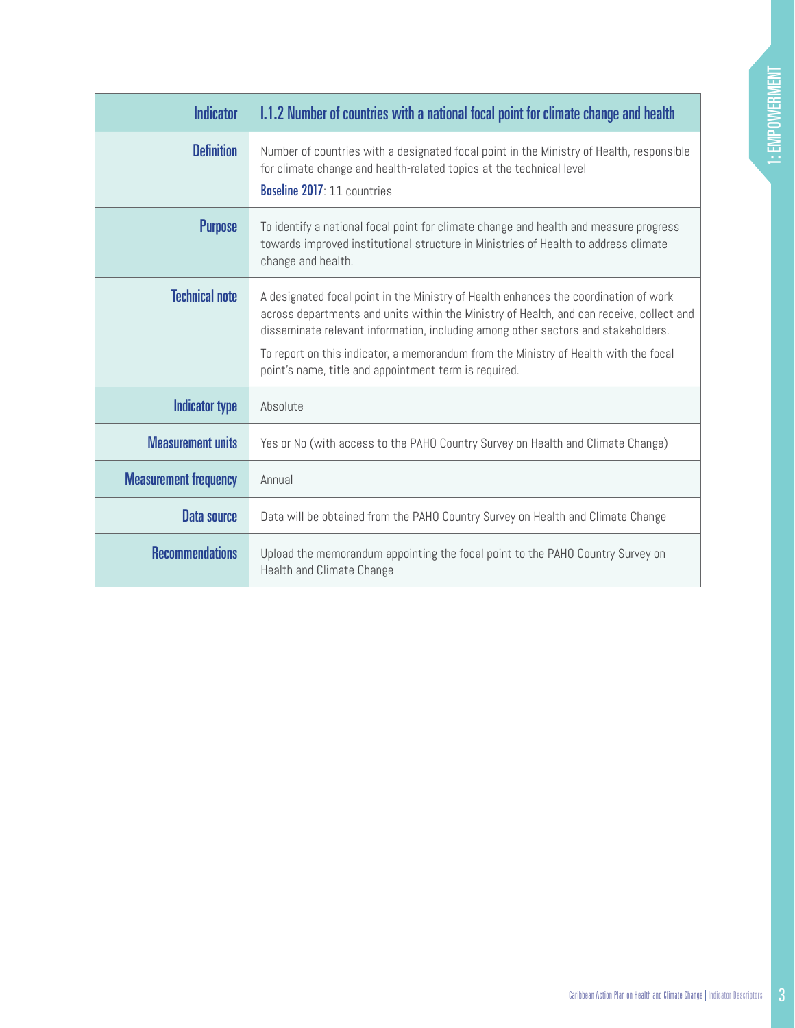| Indicator | I.1.2 Number of countries with a national focal point for climate change and health |
|---|---|
| Definition | Number of countries with a designated focal point in the Ministry of Health, responsible for climate change and health-related topics at the technical level<br>**Baseline 2017**: 11 countries |
| Purpose | To identify a national focal point for climate change and health and measure progress towards improved institutional structure in Ministries of Health to address climate change and health. |
| Technical note | A designated focal point in the Ministry of Health enhances the coordination of work across departments and units within the Ministry of Health, and can receive, collect and disseminate relevant information, including among other sectors and stakeholders.<br>To report on this indicator, a memorandum from the Ministry of Health with the focal point's name, title and appointment term is required. |
| Indicator type | Absolute |
| Measurement units | Yes or No (with access to the PAHO Country Survey on Health and Climate Change) |
| Measurement frequency | Annual |
| Data source | Data will be obtained from the PAHO Country Survey on Health and Climate Change |
| Recommendations | Upload the memorandum appointing the focal point to the PAHO Country Survey on Health and Climate Change |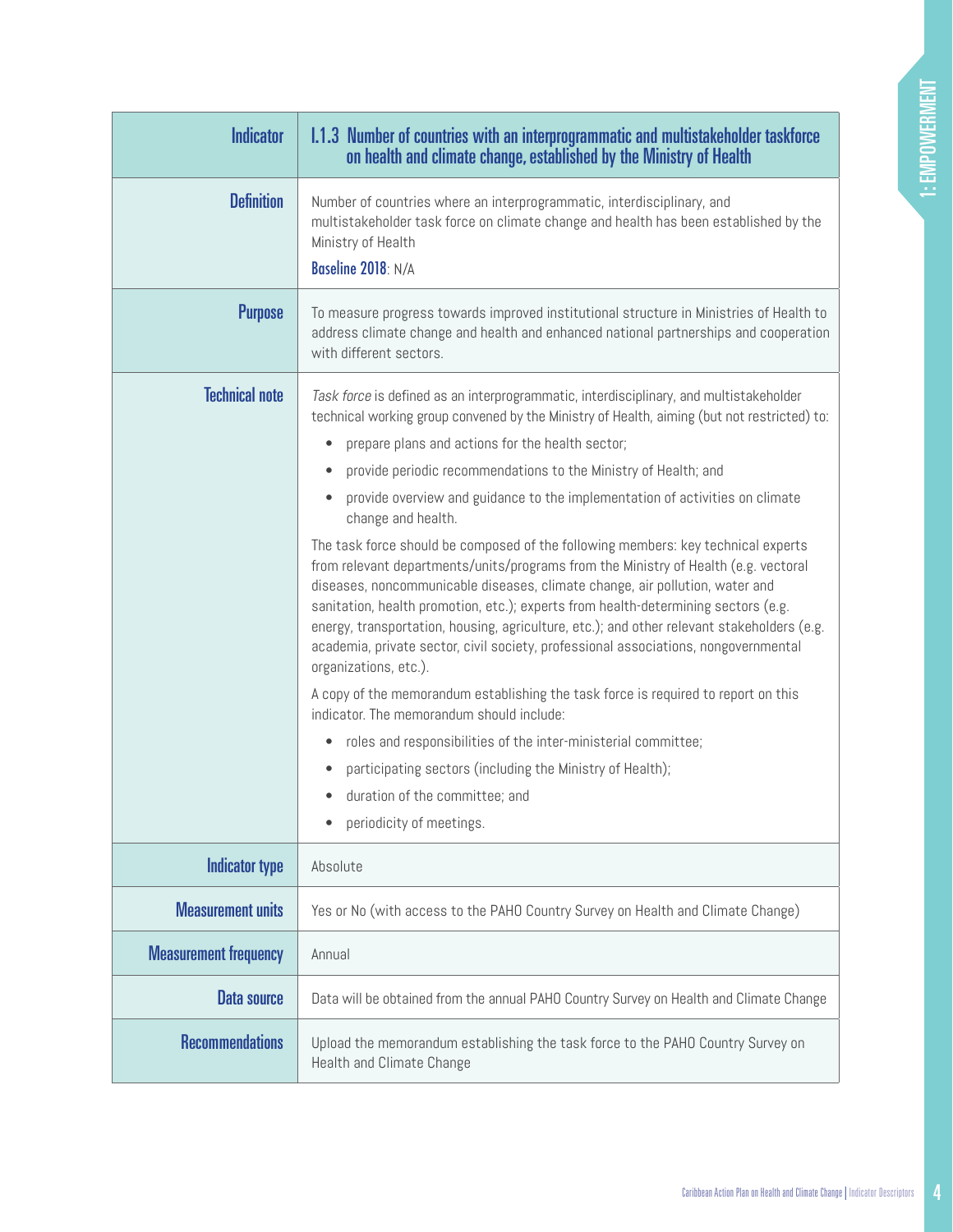| Indicator | I.1.3 Number of countries with an interprogrammatic and multistakeholder taskforce on health and climate change, established by the Ministry of Health |
|---|---|
| Definition | Number of countries where an interprogrammatic, interdisciplinary, and multistakeholder task force on climate change and health has been established by the Ministry of Health<br>**Baseline 2018**: N/A |
| Purpose | To measure progress towards improved institutional structure in Ministries of Health to address climate change and health and enhanced national partnerships and cooperation with different sectors. |
| Technical note | *Task force* is defined as an interprogrammatic, interdisciplinary, and multistakeholder technical working group convened by the Ministry of Health, aiming (but not restricted) to:<br>• prepare plans and actions for the health sector;<br>• provide periodic recommendations to the Ministry of Health; and<br>• provide overview and guidance to the implementation of activities on climate change and health.<br>The task force should be composed of the following members: key technical experts from relevant departments/units/programs from the Ministry of Health (e.g. vectoral diseases, noncommunicable diseases, climate change, air pollution, water and sanitation, health promotion, etc.); experts from health-determining sectors (e.g. energy, transportation, housing, agriculture, etc.); and other relevant stakeholders (e.g. academia, private sector, civil society, professional associations, nongovernmental organizations, etc.).<br>A copy of the memorandum establishing the task force is required to report on this indicator. The memorandum should include:<br>• roles and responsibilities of the inter-ministerial committee;<br>• participating sectors (including the Ministry of Health);<br>• duration of the committee; and<br>• periodicity of meetings. |
| Indicator type | Absolute |
| Measurement units | Yes or No (with access to the PAHO Country Survey on Health and Climate Change) |
| Measurement frequency | Annual |
| Data source | Data will be obtained from the annual PAHO Country Survey on Health and Climate Change |
| Recommendations | Upload the memorandum establishing the task force to the PAHO Country Survey on Health and Climate Change |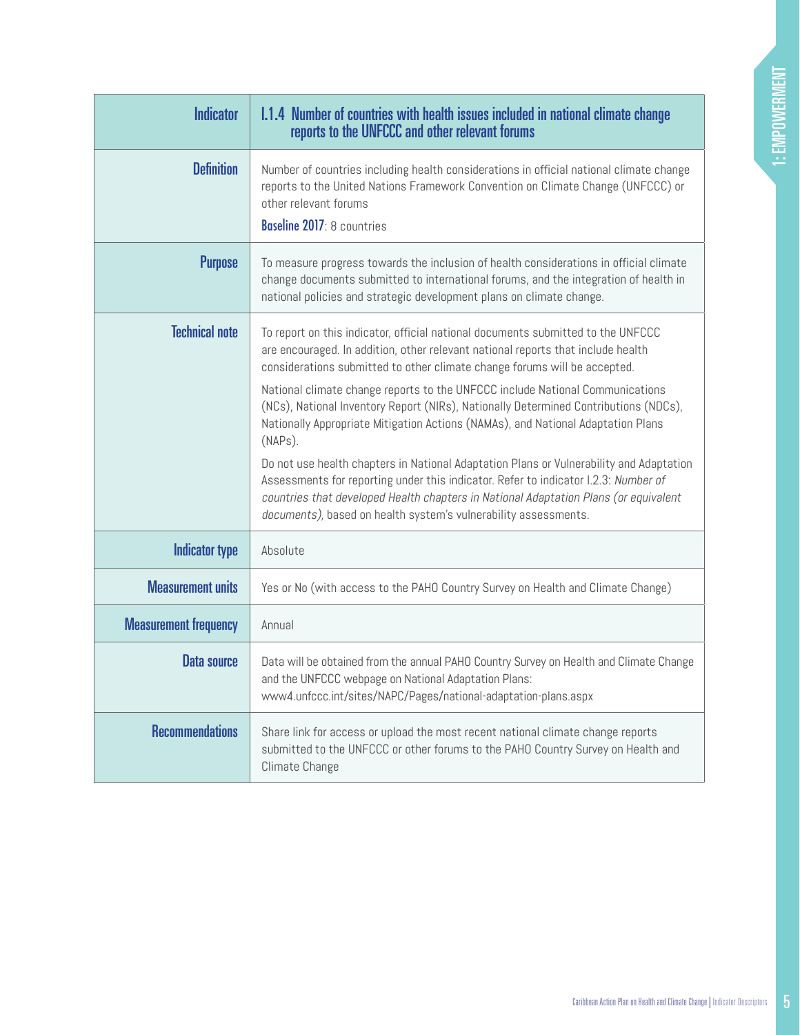| Indicator | I.1.4 Number of countries with health issues included in national climate change reports to the UNFCCC and other relevant forums |
|---|---|
| **Definition** | Number of countries including health considerations in official national climate change reports to the United Nations Framework Convention on Climate Change (UNFCCC) or other relevant forums<br>**Baseline 2017**: 8 countries |
| **Purpose** | To measure progress towards the inclusion of health considerations in official climate change documents submitted to international forums, and the integration of health in national policies and strategic development plans on climate change. |
| **Technical note** | To report on this indicator, official national documents submitted to the UNFCCC are encouraged. In addition, other relevant national reports that include health considerations submitted to other climate change forums will be accepted.<br>National climate change reports to the UNFCCC include National Communications (NCs), National Inventory Report (NIRs), Nationally Determined Contributions (NDCs), Nationally Appropriate Mitigation Actions (NAMAs), and National Adaptation Plans (NAPs).<br>Do not use health chapters in National Adaptation Plans or Vulnerability and Adaptation Assessments for reporting under this indicator. Refer to indicator I.2.3: *Number of countries that developed Health chapters in National Adaptation Plans (or equivalent documents),* based on health system's vulnerability assessments. |
| **Indicator type** | Absolute |
| **Measurement units** | Yes or No (with access to the PAHO Country Survey on Health and Climate Change) |
| **Measurement frequency** | Annual |
| **Data source** | Data will be obtained from the annual PAHO Country Survey on Health and Climate Change and the UNFCCC webpage on National Adaptation Plans:<br>www4.unfccc.int/sites/NAPC/Pages/national-adaptation-plans.aspx |
| **Recommendations** | Share link for access or upload the most recent national climate change reports submitted to the UNFCCC or other forums to the PAHO Country Survey on Health and Climate Change |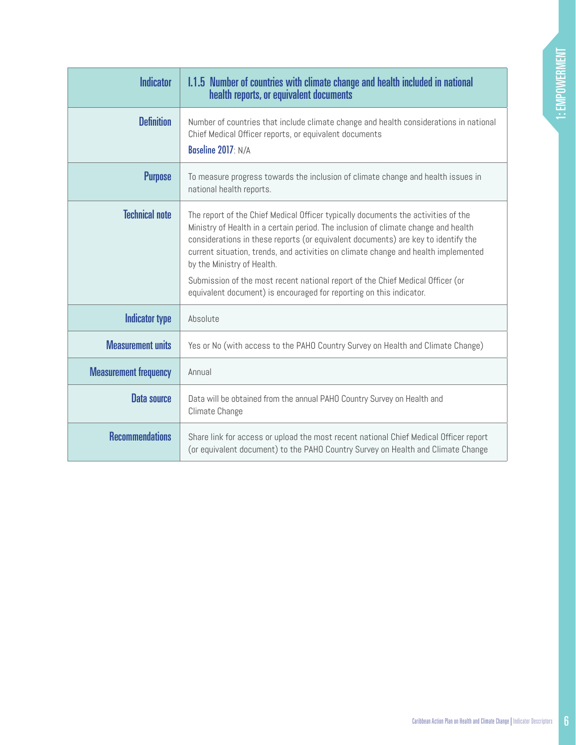| Indicator | I.1.5 Number of countries with climate change and health included in national health reports, or equivalent documents |
|---|---|
| **Definition** | Number of countries that include climate change and health considerations in national Chief Medical Officer reports, or equivalent documents<br>**Baseline 2017**: N/A |
| **Purpose** | To measure progress towards the inclusion of climate change and health issues in national health reports. |
| **Technical note** | The report of the Chief Medical Officer typically documents the activities of the Ministry of Health in a certain period. The inclusion of climate change and health considerations in these reports (or equivalent documents) are key to identify the current situation, trends, and activities on climate change and health implemented by the Ministry of Health.<br>Submission of the most recent national report of the Chief Medical Officer (or equivalent document) is encouraged for reporting on this indicator. |
| **Indicator type** | Absolute |
| **Measurement units** | Yes or No (with access to the PAHO Country Survey on Health and Climate Change) |
| **Measurement frequency** | Annual |
| **Data source** | Data will be obtained from the annual PAHO Country Survey on Health and Climate Change |
| **Recommendations** | Share link for access or upload the most recent national Chief Medical Officer report (or equivalent document) to the PAHO Country Survey on Health and Climate Change |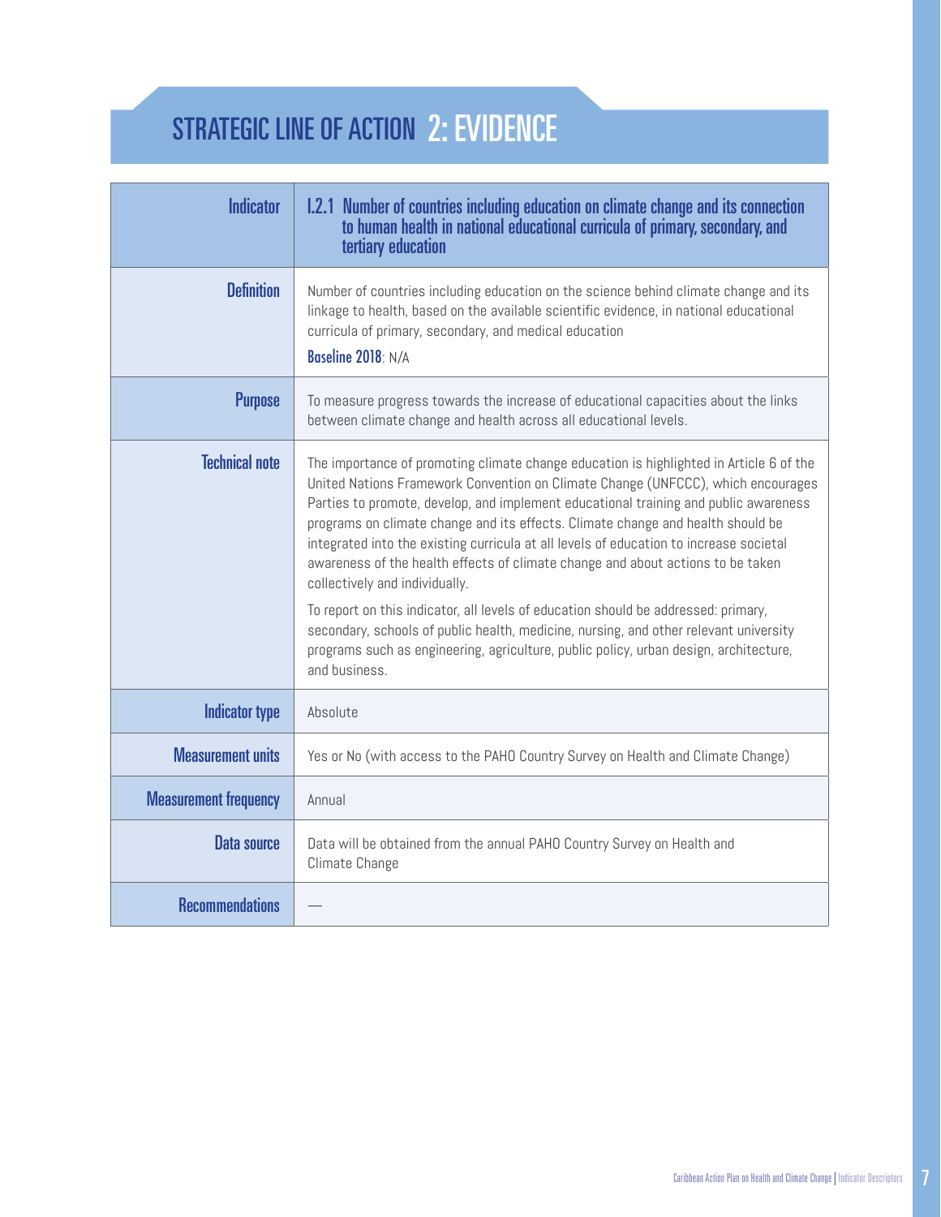# STRATEGIC LINE OF ACTION 2: EVIDENCE

| Indicator | I.2.1 Number of countries including education on climate change and its connection to human health in national educational curricula of primary, secondary, and tertiary education |
|---|---|
| Definition | Number of countries including education on the science behind climate change and its linkage to health, based on the available scientific evidence, in national educational curricula of primary, secondary, and medical education<br><br>**Baseline 2018**: N/A |
| Purpose | To measure progress towards the increase of educational capacities about the links between climate change and health across all educational levels. |
| Technical note | The importance of promoting climate change education is highlighted in Article 6 of the United Nations Framework Convention on Climate Change (UNFCCC), which encourages Parties to promote, develop, and implement educational training and public awareness programs on climate change and its effects. Climate change and health should be integrated into the existing curricula at all levels of education to increase societal awareness of the health effects of climate change and about actions to be taken collectively and individually.<br><br>To report on this indicator, all levels of education should be addressed: primary, secondary, schools of public health, medicine, nursing, and other relevant university programs such as engineering, agriculture, public policy, urban design, architecture, and business. |
| Indicator type | Absolute |
| Measurement units | Yes or No (with access to the PAHO Country Survey on Health and Climate Change) |
| Measurement frequency | Annual |
| Data source | Data will be obtained from the annual PAHO Country Survey on Health and Climate Change |
| Recommendations | — |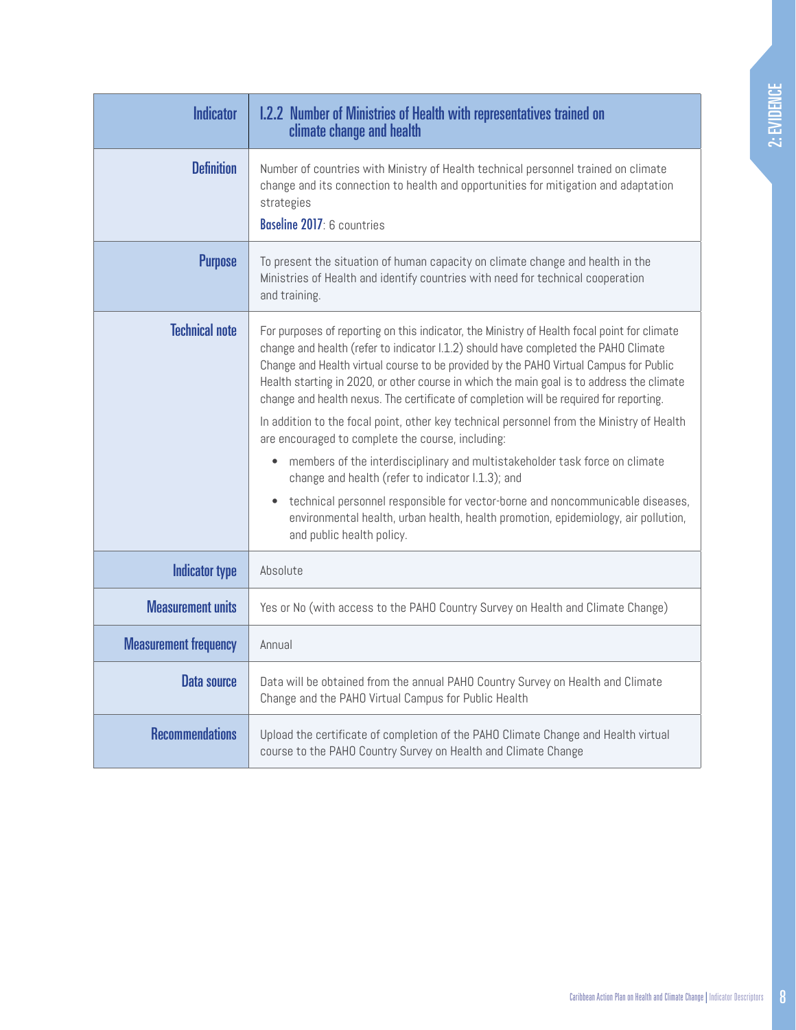| Indicator | I.2.2 Number of Ministries of Health with representatives trained on climate change and health |
|---|---|
| Definition | Number of countries with Ministry of Health technical personnel trained on climate change and its connection to health and opportunities for mitigation and adaptation strategies<br>**Baseline 2017**: 6 countries |
| Purpose | To present the situation of human capacity on climate change and health in the Ministries of Health and identify countries with need for technical cooperation and training. |
| Technical note | For purposes of reporting on this indicator, the Ministry of Health focal point for climate change and health (refer to indicator I.1.2) should have completed the PAHO Climate Change and Health virtual course to be provided by the PAHO Virtual Campus for Public Health starting in 2020, or other course in which the main goal is to address the climate change and health nexus. The certificate of completion will be required for reporting.<br>In addition to the focal point, other key technical personnel from the Ministry of Health are encouraged to complete the course, including:<br>• members of the interdisciplinary and multistakeholder task force on climate change and health (refer to indicator I.1.3); and<br>• technical personnel responsible for vector-borne and noncommunicable diseases, environmental health, urban health, health promotion, epidemiology, air pollution, and public health policy. |
| Indicator type | Absolute |
| Measurement units | Yes or No (with access to the PAHO Country Survey on Health and Climate Change) |
| Measurement frequency | Annual |
| Data source | Data will be obtained from the annual PAHO Country Survey on Health and Climate Change and the PAHO Virtual Campus for Public Health |
| Recommendations | Upload the certificate of completion of the PAHO Climate Change and Health virtual course to the PAHO Country Survey on Health and Climate Change |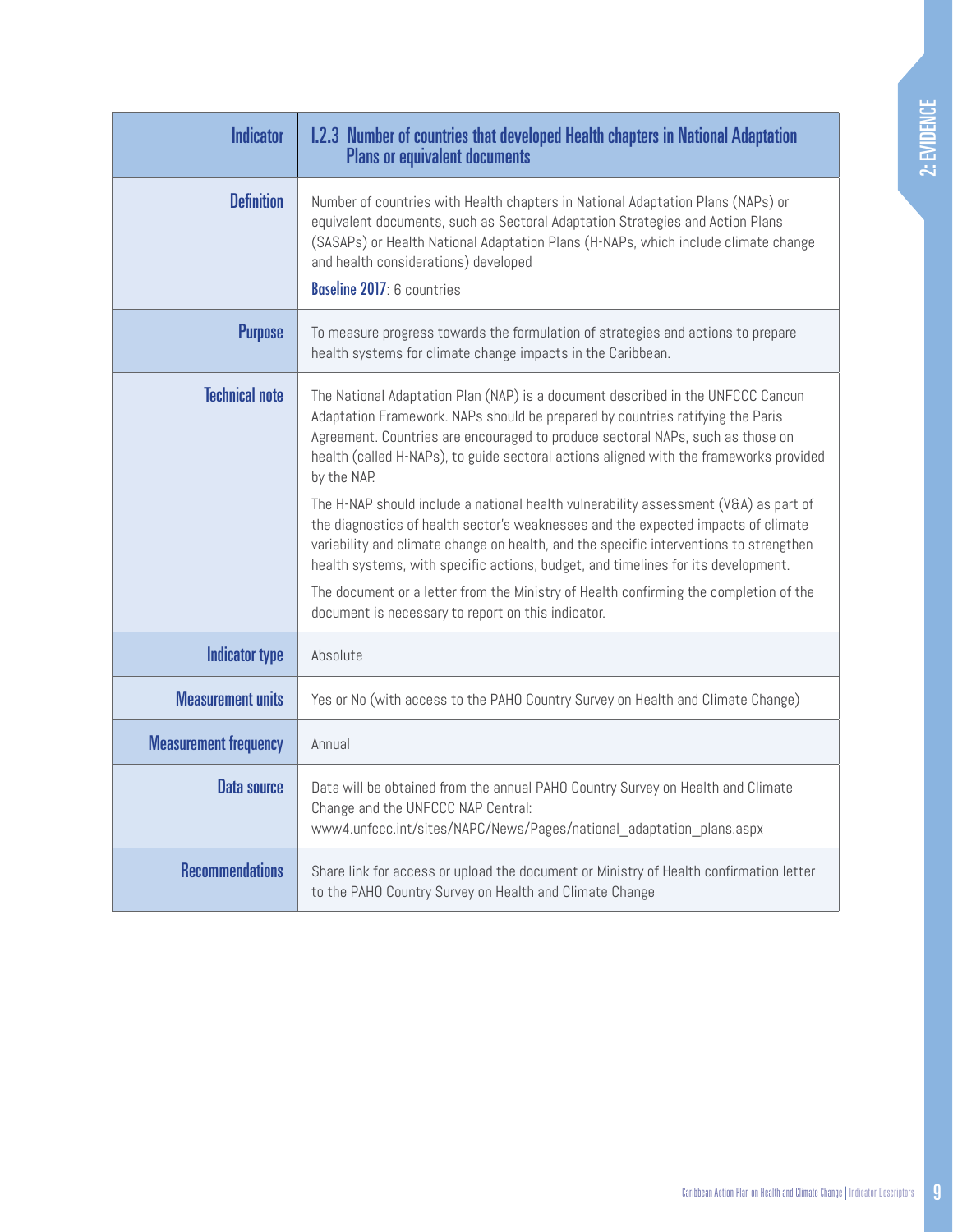| Indicator | I.2.3 Number of countries that developed Health chapters in National Adaptation Plans or equivalent documents |
|---|---|
| Definition | Number of countries with Health chapters in National Adaptation Plans (NAPs) or equivalent documents, such as Sectoral Adaptation Strategies and Action Plans (SASAPs) or Health National Adaptation Plans (H-NAPs, which include climate change and health considerations) developed<br><br>**Baseline 2017**: 6 countries |
| Purpose | To measure progress towards the formulation of strategies and actions to prepare health systems for climate change impacts in the Caribbean. |
| Technical note | The National Adaptation Plan (NAP) is a document described in the UNFCCC Cancun Adaptation Framework. NAPs should be prepared by countries ratifying the Paris Agreement. Countries are encouraged to produce sectoral NAPs, such as those on health (called H-NAPs), to guide sectoral actions aligned with the frameworks provided by the NAP.<br><br>The H-NAP should include a national health vulnerability assessment (V&A) as part of the diagnostics of health sector's weaknesses and the expected impacts of climate variability and climate change on health, and the specific interventions to strengthen health systems, with specific actions, budget, and timelines for its development.<br><br>The document or a letter from the Ministry of Health confirming the completion of the document is necessary to report on this indicator. |
| Indicator type | Absolute |
| Measurement units | Yes or No (with access to the PAHO Country Survey on Health and Climate Change) |
| Measurement frequency | Annual |
| Data source | Data will be obtained from the annual PAHO Country Survey on Health and Climate Change and the UNFCCC NAP Central: www4.unfccc.int/sites/NAPC/News/Pages/national_adaptation_plans.aspx |
| Recommendations | Share link for access or upload the document or Ministry of Health confirmation letter to the PAHO Country Survey on Health and Climate Change |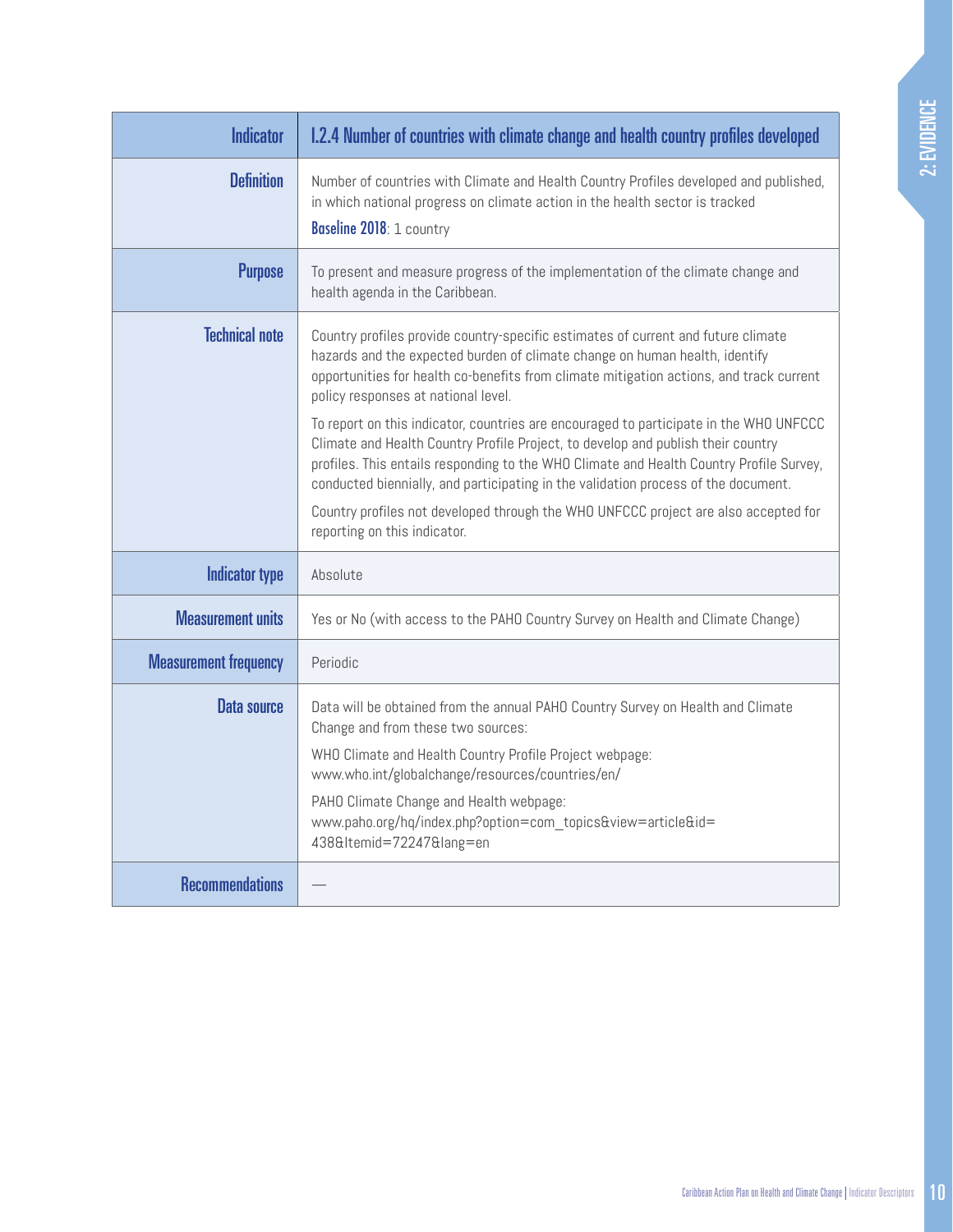| Indicator | I.2.4 Number of countries with climate change and health country profiles developed |
|---|---|
| Definition | Number of countries with Climate and Health Country Profiles developed and published, in which national progress on climate action in the health sector is tracked<br>**Baseline 2018**: 1 country |
| Purpose | To present and measure progress of the implementation of the climate change and health agenda in the Caribbean. |
| Technical note | Country profiles provide country-specific estimates of current and future climate hazards and the expected burden of climate change on human health, identify opportunities for health co-benefits from climate mitigation actions, and track current policy responses at national level.<br>To report on this indicator, countries are encouraged to participate in the WHO UNFCCC Climate and Health Country Profile Project, to develop and publish their country profiles. This entails responding to the WHO Climate and Health Country Profile Survey, conducted biennially, and participating in the validation process of the document.<br>Country profiles not developed through the WHO UNFCCC project are also accepted for reporting on this indicator. |
| Indicator type | Absolute |
| Measurement units | Yes or No (with access to the PAHO Country Survey on Health and Climate Change) |
| Measurement frequency | Periodic |
| Data source | Data will be obtained from the annual PAHO Country Survey on Health and Climate Change and from these two sources:<br>WHO Climate and Health Country Profile Project webpage: www.who.int/globalchange/resources/countries/en/<br>PAHO Climate Change and Health webpage: www.paho.org/hq/index.php?option=com_topics&view=article&id=438&Itemid=72247&lang=en |
| Recommendations | — |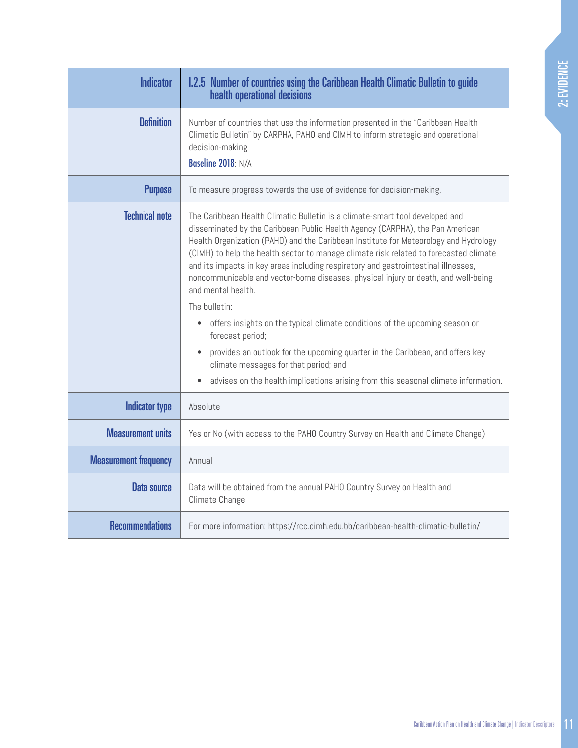| Indicator | I.2.5 Number of countries using the Caribbean Health Climatic Bulletin to guide health operational decisions |
|---|---|
| Definition | Number of countries that use the information presented in the "Caribbean Health Climatic Bulletin" by CARPHA, PAHO and CIMH to inform strategic and operational decision-making<br>**Baseline 2018**: N/A |
| Purpose | To measure progress towards the use of evidence for decision-making. |
| Technical note | The Caribbean Health Climatic Bulletin is a climate-smart tool developed and disseminated by the Caribbean Public Health Agency (CARPHA), the Pan American Health Organization (PAHO) and the Caribbean Institute for Meteorology and Hydrology (CIMH) to help the health sector to manage climate risk related to forecasted climate and its impacts in key areas including respiratory and gastrointestinal illnesses, noncommunicable and vector-borne diseases, physical injury or death, and well-being and mental health.<br>The bulletin:<br>• offers insights on the typical climate conditions of the upcoming season or forecast period;<br>• provides an outlook for the upcoming quarter in the Caribbean, and offers key climate messages for that period; and<br>• advises on the health implications arising from this seasonal climate information. |
| Indicator type | Absolute |
| Measurement units | Yes or No (with access to the PAHO Country Survey on Health and Climate Change) |
| Measurement frequency | Annual |
| Data source | Data will be obtained from the annual PAHO Country Survey on Health and Climate Change |
| Recommendations | For more information: https://rcc.cimh.edu.bb/caribbean-health-climatic-bulletin/ |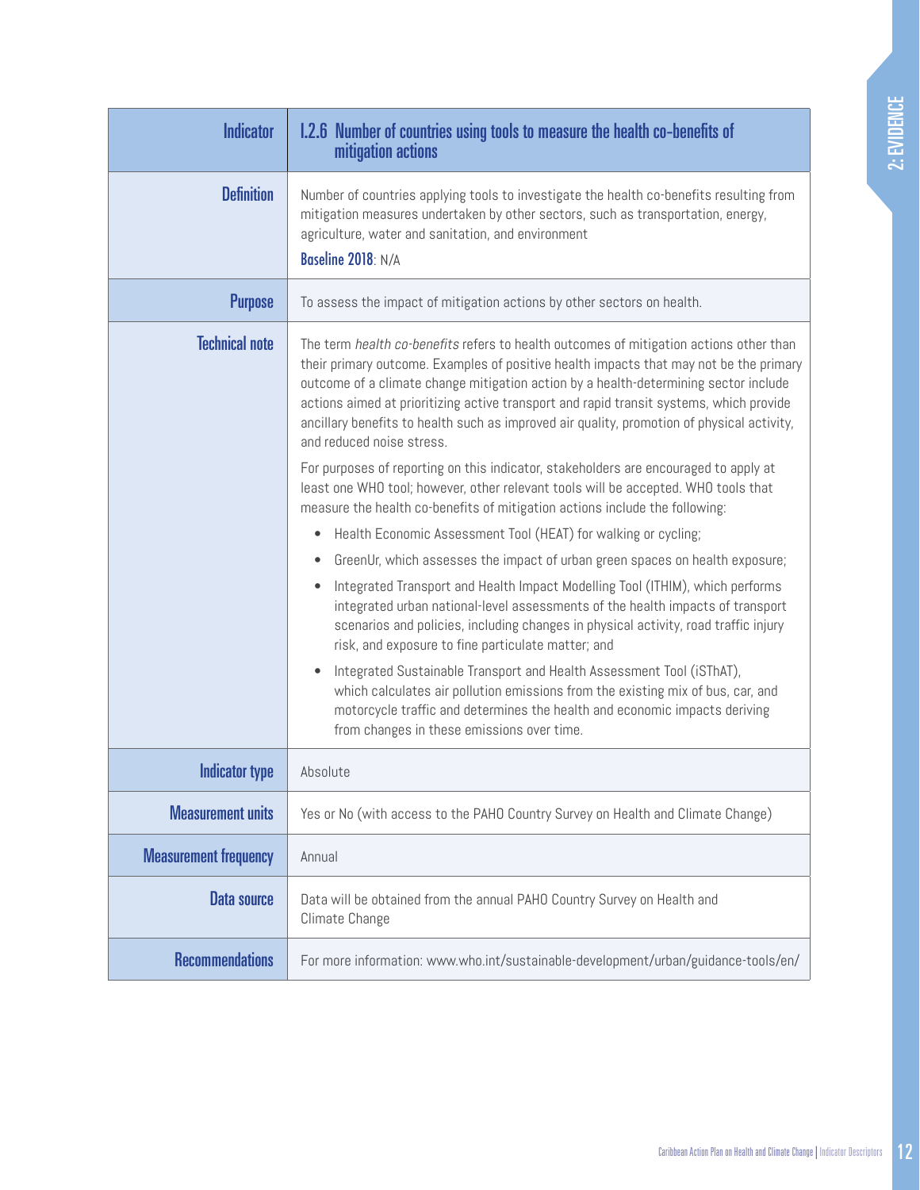| Indicator | I.2.6 Number of countries using tools to measure the health co-benefits of mitigation actions |
|---|---|
| Definition | Number of countries applying tools to investigate the health co-benefits resulting from mitigation measures undertaken by other sectors, such as transportation, energy, agriculture, water and sanitation, and environment<br>**Baseline 2018**: N/A |
| Purpose | To assess the impact of mitigation actions by other sectors on health. |
| Technical note | The term *health co-benefits* refers to health outcomes of mitigation actions other than their primary outcome. Examples of positive health impacts that may not be the primary outcome of a climate change mitigation action by a health-determining sector include actions aimed at prioritizing active transport and rapid transit systems, which provide ancillary benefits to health such as improved air quality, promotion of physical activity, and reduced noise stress.<br>For purposes of reporting on this indicator, stakeholders are encouraged to apply at least one WHO tool; however, other relevant tools will be accepted. WHO tools that measure the health co-benefits of mitigation actions include the following:<br>• Health Economic Assessment Tool (HEAT) for walking or cycling;<br>• GreenUr, which assesses the impact of urban green spaces on health exposure;<br>• Integrated Transport and Health Impact Modelling Tool (ITHIM), which performs integrated urban national-level assessments of the health impacts of transport scenarios and policies, including changes in physical activity, road traffic injury risk, and exposure to fine particulate matter; and<br>• Integrated Sustainable Transport and Health Assessment Tool (iSThAT), which calculates air pollution emissions from the existing mix of bus, car, and motorcycle traffic and determines the health and economic impacts deriving from changes in these emissions over time. |
| Indicator type | Absolute |
| Measurement units | Yes or No (with access to the PAHO Country Survey on Health and Climate Change) |
| Measurement frequency | Annual |
| Data source | Data will be obtained from the annual PAHO Country Survey on Health and Climate Change |
| Recommendations | For more information: www.who.int/sustainable-development/urban/guidance-tools/en/ |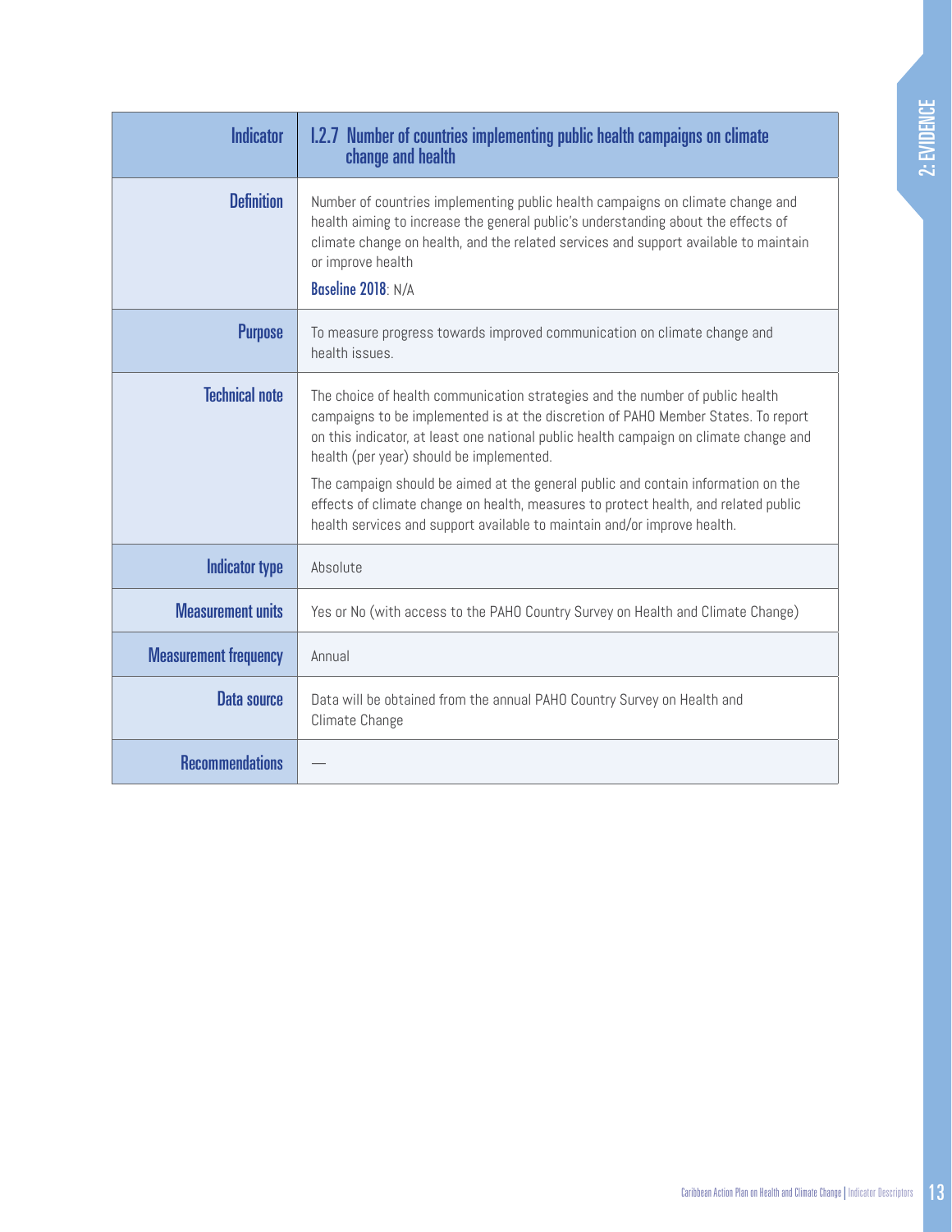| Indicator | I.2.7 Number of countries implementing public health campaigns on climate change and health |
|---|---|
| Definition | Number of countries implementing public health campaigns on climate change and health aiming to increase the general public's understanding about the effects of climate change on health, and the related services and support available to maintain or improve health<br><br>**Baseline 2018**: N/A |
| Purpose | To measure progress towards improved communication on climate change and health issues. |
| Technical note | The choice of health communication strategies and the number of public health campaigns to be implemented is at the discretion of PAHO Member States. To report on this indicator, at least one national public health campaign on climate change and health (per year) should be implemented.<br><br>The campaign should be aimed at the general public and contain information on the effects of climate change on health, measures to protect health, and related public health services and support available to maintain and/or improve health. |
| Indicator type | Absolute |
| Measurement units | Yes or No (with access to the PAHO Country Survey on Health and Climate Change) |
| Measurement frequency | Annual |
| Data source | Data will be obtained from the annual PAHO Country Survey on Health and Climate Change |
| Recommendations | — |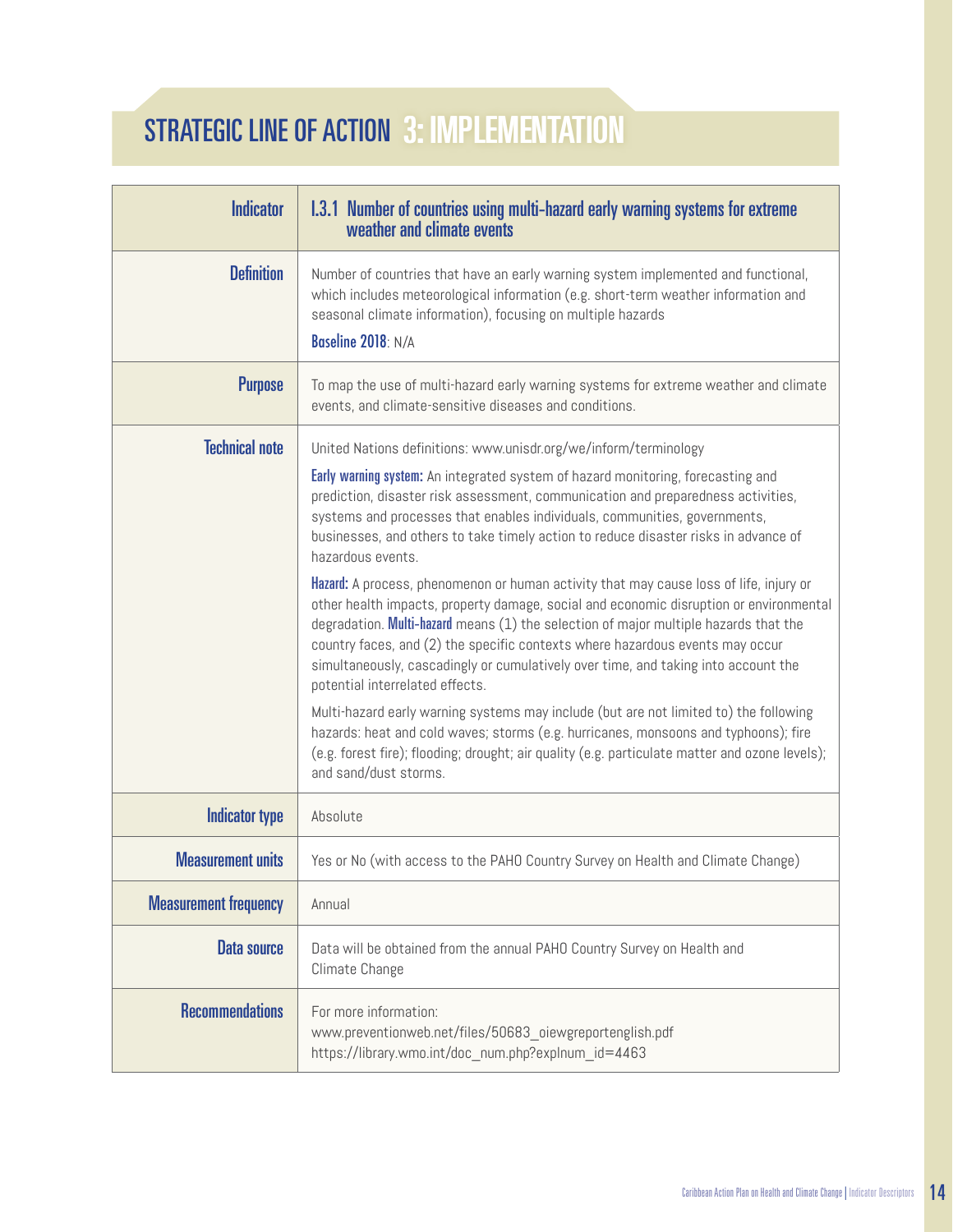# STRATEGIC LINE OF ACTION 3: IMPLEMENTATION

| Indicator | I.3.1 Number of countries using multi-hazard early warning systems for extreme weather and climate events |
|---|---|
| Definition | Number of countries that have an early warning system implemented and functional, which includes meteorological information (e.g. short-term weather information and seasonal climate information), focusing on multiple hazards<br><br>**Baseline 2018**: N/A |
| Purpose | To map the use of multi-hazard early warning systems for extreme weather and climate events, and climate-sensitive diseases and conditions. |
| Technical note | United Nations definitions: www.unisdr.org/we/inform/terminology<br><br>**Early warning system:** An integrated system of hazard monitoring, forecasting and prediction, disaster risk assessment, communication and preparedness activities, systems and processes that enables individuals, communities, governments, businesses, and others to take timely action to reduce disaster risks in advance of hazardous events.<br><br>**Hazard:** A process, phenomenon or human activity that may cause loss of life, injury or other health impacts, property damage, social and economic disruption or environmental degradation. **Multi-hazard** means (1) the selection of major multiple hazards that the country faces, and (2) the specific contexts where hazardous events may occur simultaneously, cascadingly or cumulatively over time, and taking into account the potential interrelated effects.<br><br>Multi-hazard early warning systems may include (but are not limited to) the following hazards: heat and cold waves; storms (e.g. hurricanes, monsoons and typhoons); fire (e.g. forest fire); flooding; drought; air quality (e.g. particulate matter and ozone levels); and sand/dust storms. |
| Indicator type | Absolute |
| Measurement units | Yes or No (with access to the PAHO Country Survey on Health and Climate Change) |
| Measurement frequency | Annual |
| Data source | Data will be obtained from the annual PAHO Country Survey on Health and Climate Change |
| Recommendations | For more information:<br>www.preventionweb.net/files/50683_oiewgreportenglish.pdf<br>https://library.wmo.int/doc_num.php?explnum_id=4463 |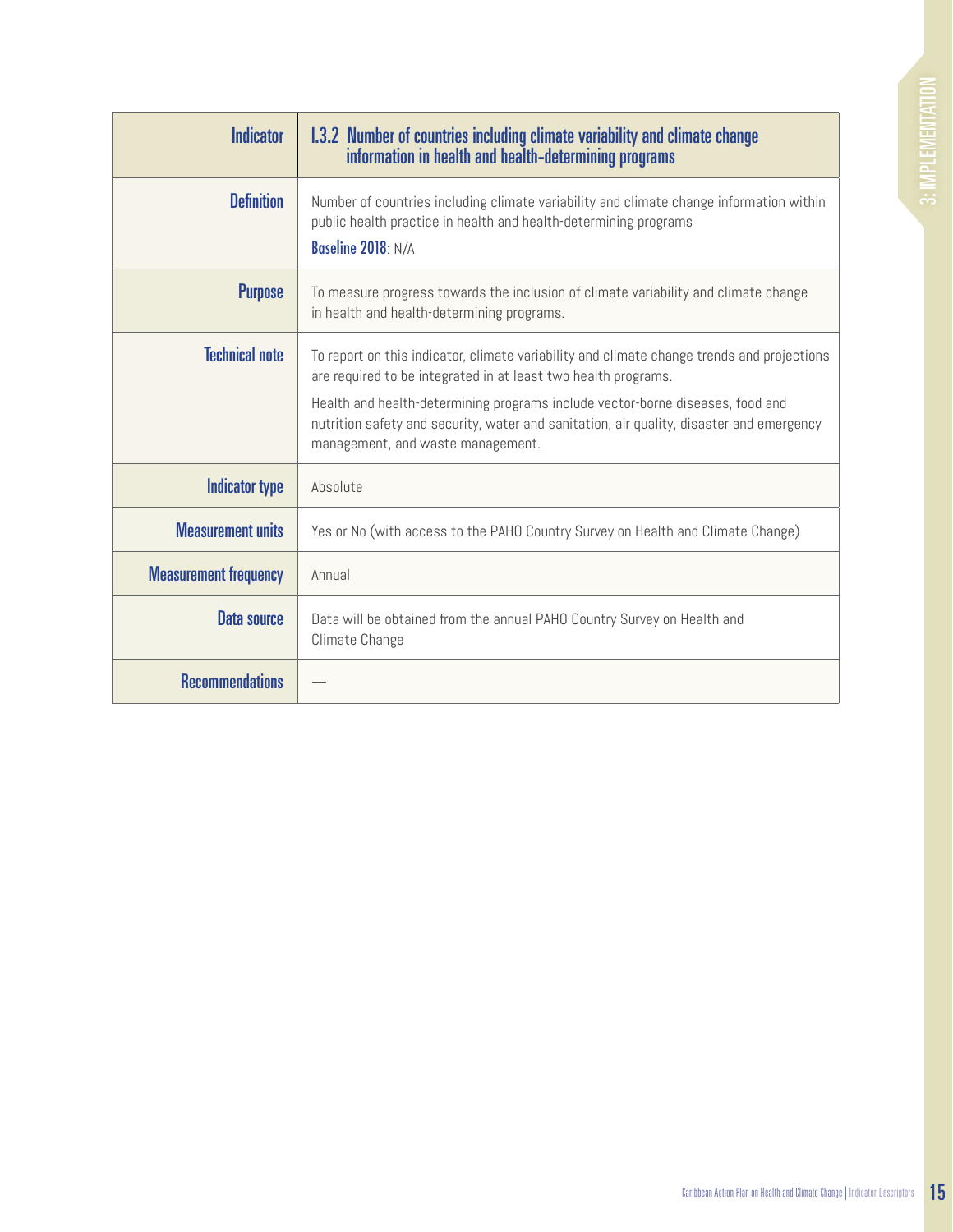| Indicator | I.3.2 Number of countries including climate variability and climate change information in health and health-determining programs |
| --- | --- |
| Definition | Number of countries including climate variability and climate change information within public health practice in health and health-determining programs<br>**Baseline 2018**: N/A |
| Purpose | To measure progress towards the inclusion of climate variability and climate change in health and health-determining programs. |
| Technical note | To report on this indicator, climate variability and climate change trends and projections are required to be integrated in at least two health programs.<br>Health and health-determining programs include vector-borne diseases, food and nutrition safety and security, water and sanitation, air quality, disaster and emergency management, and waste management. |
| Indicator type | Absolute |
| Measurement units | Yes or No (with access to the PAHO Country Survey on Health and Climate Change) |
| Measurement frequency | Annual |
| Data source | Data will be obtained from the annual PAHO Country Survey on Health and Climate Change |
| Recommendations | — |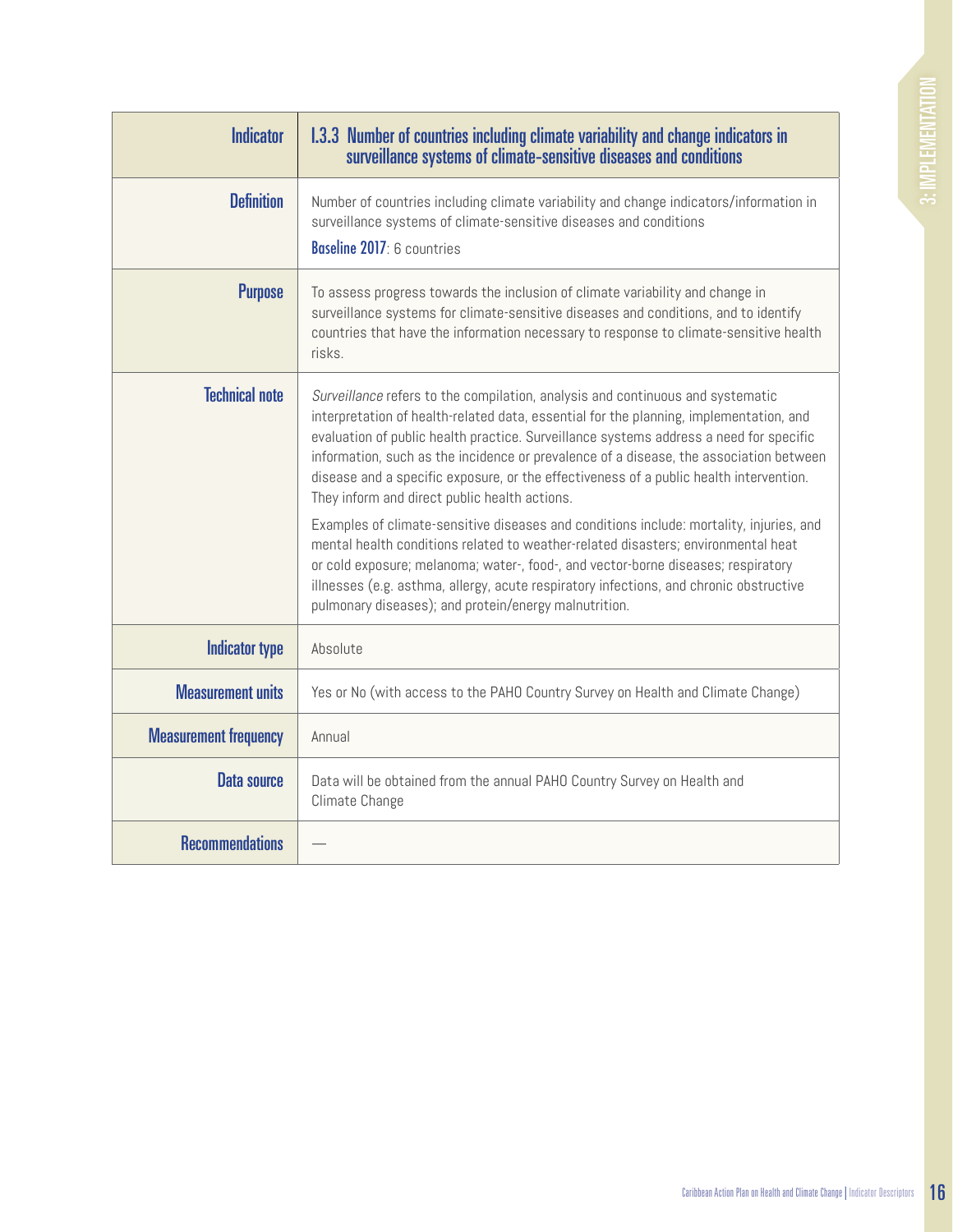| Indicator | I.3.3 Number of countries including climate variability and change indicators in surveillance systems of climate-sensitive diseases and conditions |
|---|---|
| Definition | Number of countries including climate variability and change indicators/information in surveillance systems of climate-sensitive diseases and conditions<br>**Baseline 2017**: 6 countries |
| Purpose | To assess progress towards the inclusion of climate variability and change in surveillance systems for climate-sensitive diseases and conditions, and to identify countries that have the information necessary to response to climate-sensitive health risks. |
| Technical note | *Surveillance* refers to the compilation, analysis and continuous and systematic interpretation of health-related data, essential for the planning, implementation, and evaluation of public health practice. Surveillance systems address a need for specific information, such as the incidence or prevalence of a disease, the association between disease and a specific exposure, or the effectiveness of a public health intervention. They inform and direct public health actions.<br>Examples of climate-sensitive diseases and conditions include: mortality, injuries, and mental health conditions related to weather-related disasters; environmental heat or cold exposure; melanoma; water-, food-, and vector-borne diseases; respiratory illnesses (e.g. asthma, allergy, acute respiratory infections, and chronic obstructive pulmonary diseases); and protein/energy malnutrition. |
| Indicator type | Absolute |
| Measurement units | Yes or No (with access to the PAHO Country Survey on Health and Climate Change) |
| Measurement frequency | Annual |
| Data source | Data will be obtained from the annual PAHO Country Survey on Health and Climate Change |
| Recommendations | — |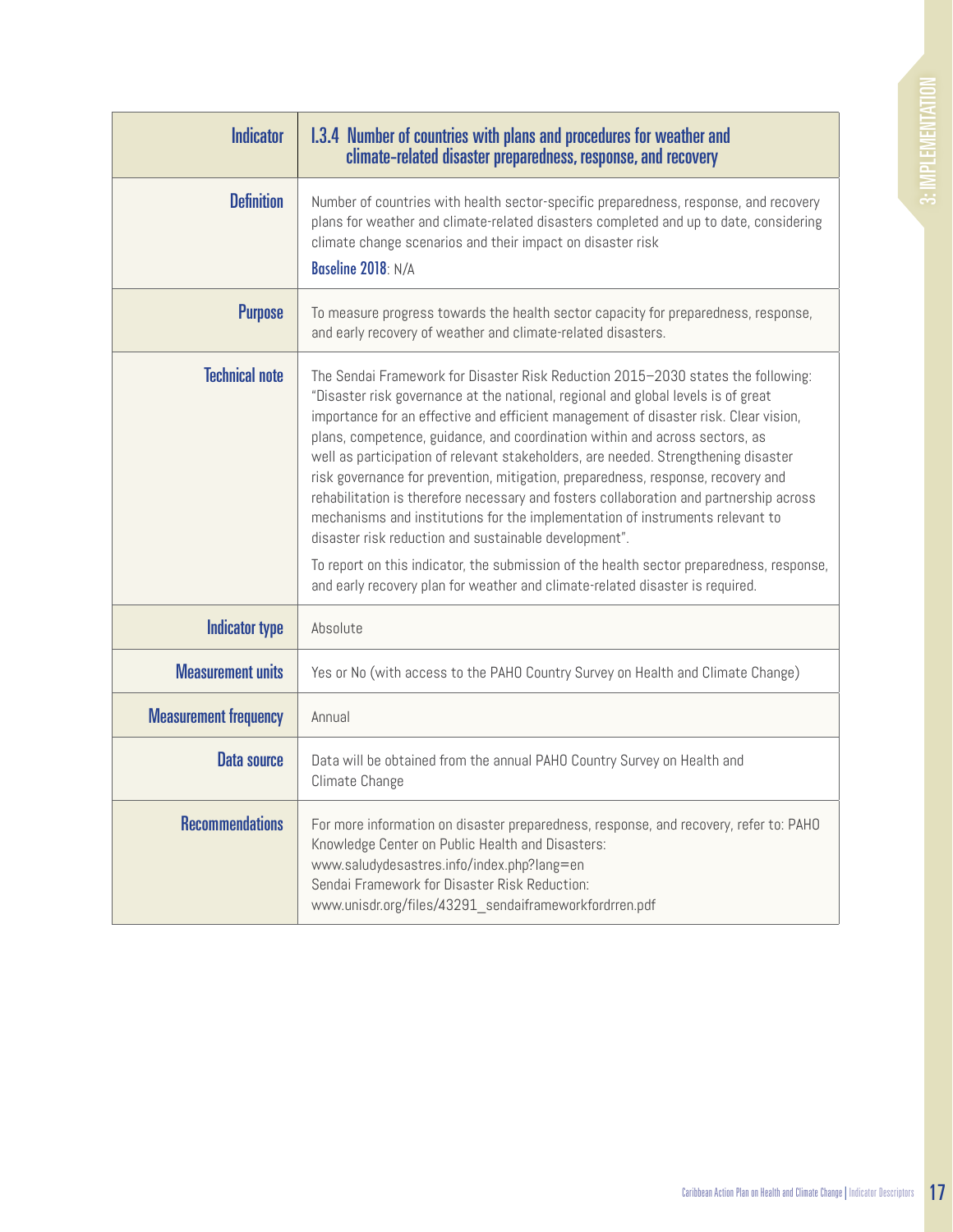| Indicator | I.3.4 Number of countries with plans and procedures for weather and climate-related disaster preparedness, response, and recovery |
|---|---|
| Definition | Number of countries with health sector-specific preparedness, response, and recovery plans for weather and climate-related disasters completed and up to date, considering climate change scenarios and their impact on disaster risk<br>**Baseline 2018**: N/A |
| Purpose | To measure progress towards the health sector capacity for preparedness, response, and early recovery of weather and climate-related disasters. |
| Technical note | The Sendai Framework for Disaster Risk Reduction 2015–2030 states the following: "Disaster risk governance at the national, regional and global levels is of great importance for an effective and efficient management of disaster risk. Clear vision, plans, competence, guidance, and coordination within and across sectors, as well as participation of relevant stakeholders, are needed. Strengthening disaster risk governance for prevention, mitigation, preparedness, response, recovery and rehabilitation is therefore necessary and fosters collaboration and partnership across mechanisms and institutions for the implementation of instruments relevant to disaster risk reduction and sustainable development".<br>To report on this indicator, the submission of the health sector preparedness, response, and early recovery plan for weather and climate-related disaster is required. |
| Indicator type | Absolute |
| Measurement units | Yes or No (with access to the PAHO Country Survey on Health and Climate Change) |
| Measurement frequency | Annual |
| Data source | Data will be obtained from the annual PAHO Country Survey on Health and Climate Change |
| Recommendations | For more information on disaster preparedness, response, and recovery, refer to: PAHO Knowledge Center on Public Health and Disasters: www.saludydesastres.info/index.php?lang=en<br>Sendai Framework for Disaster Risk Reduction: www.unisdr.org/files/43291_sendaiframeworkfordrren.pdf |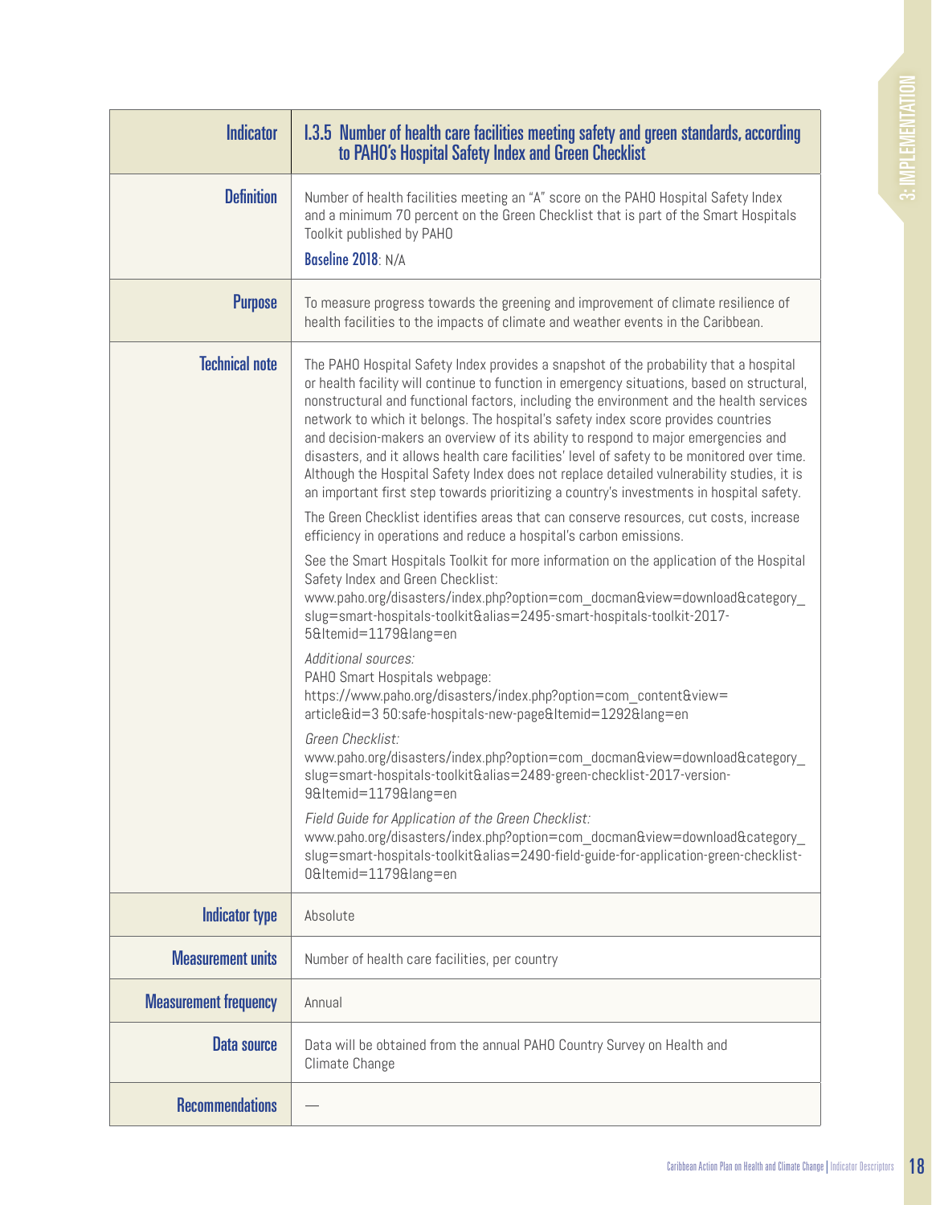| Indicator | I.3.5 Number of health care facilities meeting safety and green standards, according to PAHO's Hospital Safety Index and Green Checklist |
|---|---|
| Definition | Number of health facilities meeting an "A" score on the PAHO Hospital Safety Index and a minimum 70 percent on the Green Checklist that is part of the Smart Hospitals Toolkit published by PAHO<br><br>**Baseline 2018**: N/A |
| Purpose | To measure progress towards the greening and improvement of climate resilience of health facilities to the impacts of climate and weather events in the Caribbean. |
| Technical note | The PAHO Hospital Safety Index provides a snapshot of the probability that a hospital or health facility will continue to function in emergency situations, based on structural, nonstructural and functional factors, including the environment and the health services network to which it belongs. The hospital's safety index score provides countries and decision-makers an overview of its ability to respond to major emergencies and disasters, and it allows health care facilities' level of safety to be monitored over time. Although the Hospital Safety Index does not replace detailed vulnerability studies, it is an important first step towards prioritizing a country's investments in hospital safety.<br><br>The Green Checklist identifies areas that can conserve resources, cut costs, increase efficiency in operations and reduce a hospital's carbon emissions.<br><br>See the Smart Hospitals Toolkit for more information on the application of the Hospital Safety Index and Green Checklist:<br>www.paho.org/disasters/index.php?option=com_docman&view=download&category_slug=smart-hospitals-toolkit&alias=2495-smart-hospitals-toolkit-2017-5&Itemid=1179&lang=en<br><br>*Additional sources:*<br>PAHO Smart Hospitals webpage:<br>https://www.paho.org/disasters/index.php?option=com_content&view=article&id=3 50:safe-hospitals-new-page&Itemid=1292&lang=en<br><br>*Green Checklist:*<br>www.paho.org/disasters/index.php?option=com_docman&view=download&category_slug=smart-hospitals-toolkit&alias=2489-green-checklist-2017-version-9&Itemid=1179&lang=en<br><br>*Field Guide for Application of the Green Checklist:*<br>www.paho.org/disasters/index.php?option=com_docman&view=download&category_slug=smart-hospitals-toolkit&alias=2490-field-guide-for-application-green-checklist-0&Itemid=1179&lang=en |
| Indicator type | Absolute |
| Measurement units | Number of health care facilities, per country |
| Measurement frequency | Annual |
| Data source | Data will be obtained from the annual PAHO Country Survey on Health and Climate Change |
| Recommendations | — |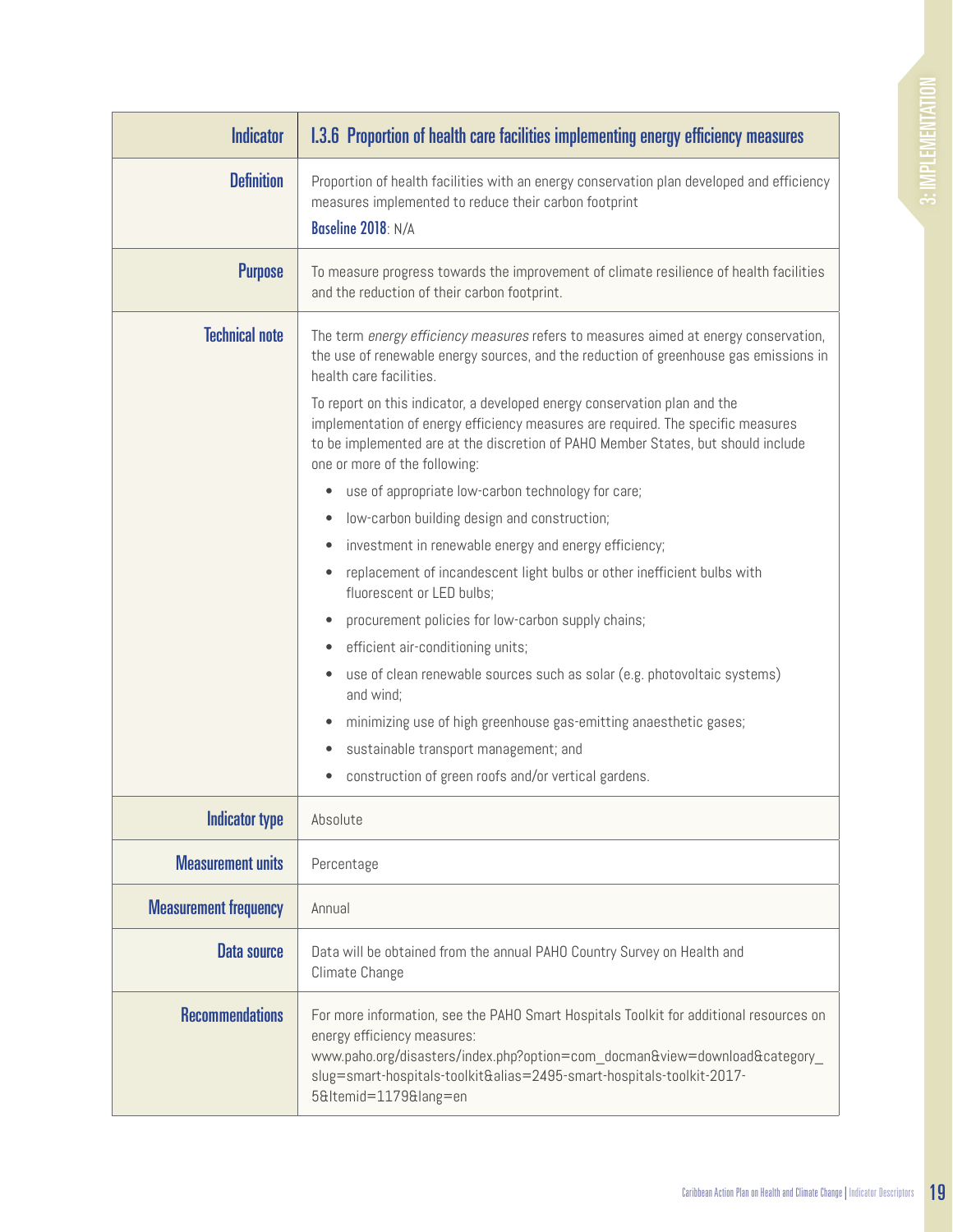| Indicator | I.3.6 Proportion of health care facilities implementing energy efficiency measures |
|---|---|
| **Definition** | Proportion of health facilities with an energy conservation plan developed and efficiency measures implemented to reduce their carbon footprint<br>**Baseline 2018**: N/A |
| **Purpose** | To measure progress towards the improvement of climate resilience of health facilities and the reduction of their carbon footprint. |
| **Technical note** | The term *energy efficiency measures* refers to measures aimed at energy conservation, the use of renewable energy sources, and the reduction of greenhouse gas emissions in health care facilities.<br>To report on this indicator, a developed energy conservation plan and the implementation of energy efficiency measures are required. The specific measures to be implemented are at the discretion of PAHO Member States, but should include one or more of the following:<br>• use of appropriate low-carbon technology for care;<br>• low-carbon building design and construction;<br>• investment in renewable energy and energy efficiency;<br>• replacement of incandescent light bulbs or other inefficient bulbs with fluorescent or LED bulbs;<br>• procurement policies for low-carbon supply chains;<br>• efficient air-conditioning units;<br>• use of clean renewable sources such as solar (e.g. photovoltaic systems) and wind;<br>• minimizing use of high greenhouse gas-emitting anaesthetic gases;<br>• sustainable transport management; and<br>• construction of green roofs and/or vertical gardens. |
| **Indicator type** | Absolute |
| **Measurement units** | Percentage |
| **Measurement frequency** | Annual |
| **Data source** | Data will be obtained from the annual PAHO Country Survey on Health and Climate Change |
| **Recommendations** | For more information, see the PAHO Smart Hospitals Toolkit for additional resources on energy efficiency measures:<br>www.paho.org/disasters/index.php?option=com_docman&view=download&category_slug=smart-hospitals-toolkit&alias=2495-smart-hospitals-toolkit-2017-5&Itemid=1179&lang=en |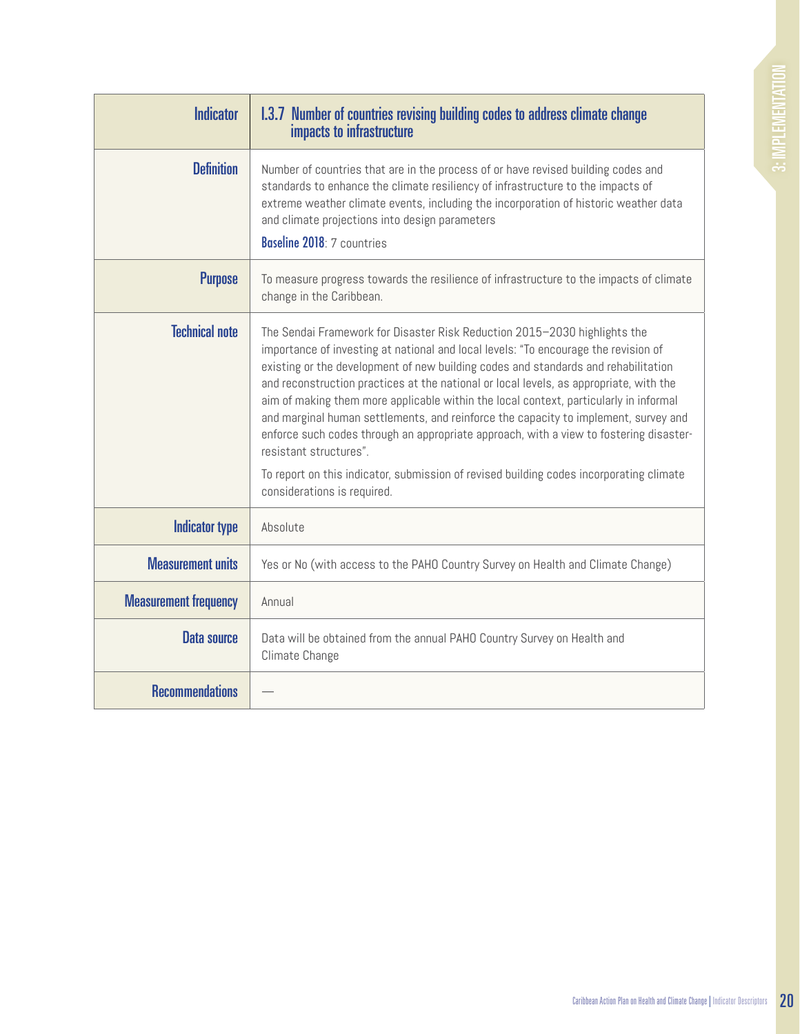| Indicator | I.3.7 Number of countries revising building codes to address climate change impacts to infrastructure |
|---|---|
| Definition | Number of countries that are in the process of or have revised building codes and standards to enhance the climate resiliency of infrastructure to the impacts of extreme weather climate events, including the incorporation of historic weather data and climate projections into design parameters<br>**Baseline 2018**: 7 countries |
| Purpose | To measure progress towards the resilience of infrastructure to the impacts of climate change in the Caribbean. |
| Technical note | The Sendai Framework for Disaster Risk Reduction 2015–2030 highlights the importance of investing at national and local levels: "To encourage the revision of existing or the development of new building codes and standards and rehabilitation and reconstruction practices at the national or local levels, as appropriate, with the aim of making them more applicable within the local context, particularly in informal and marginal human settlements, and reinforce the capacity to implement, survey and enforce such codes through an appropriate approach, with a view to fostering disaster-resistant structures".<br>To report on this indicator, submission of revised building codes incorporating climate considerations is required. |
| Indicator type | Absolute |
| Measurement units | Yes or No (with access to the PAHO Country Survey on Health and Climate Change) |
| Measurement frequency | Annual |
| Data source | Data will be obtained from the annual PAHO Country Survey on Health and Climate Change |
| Recommendations | — |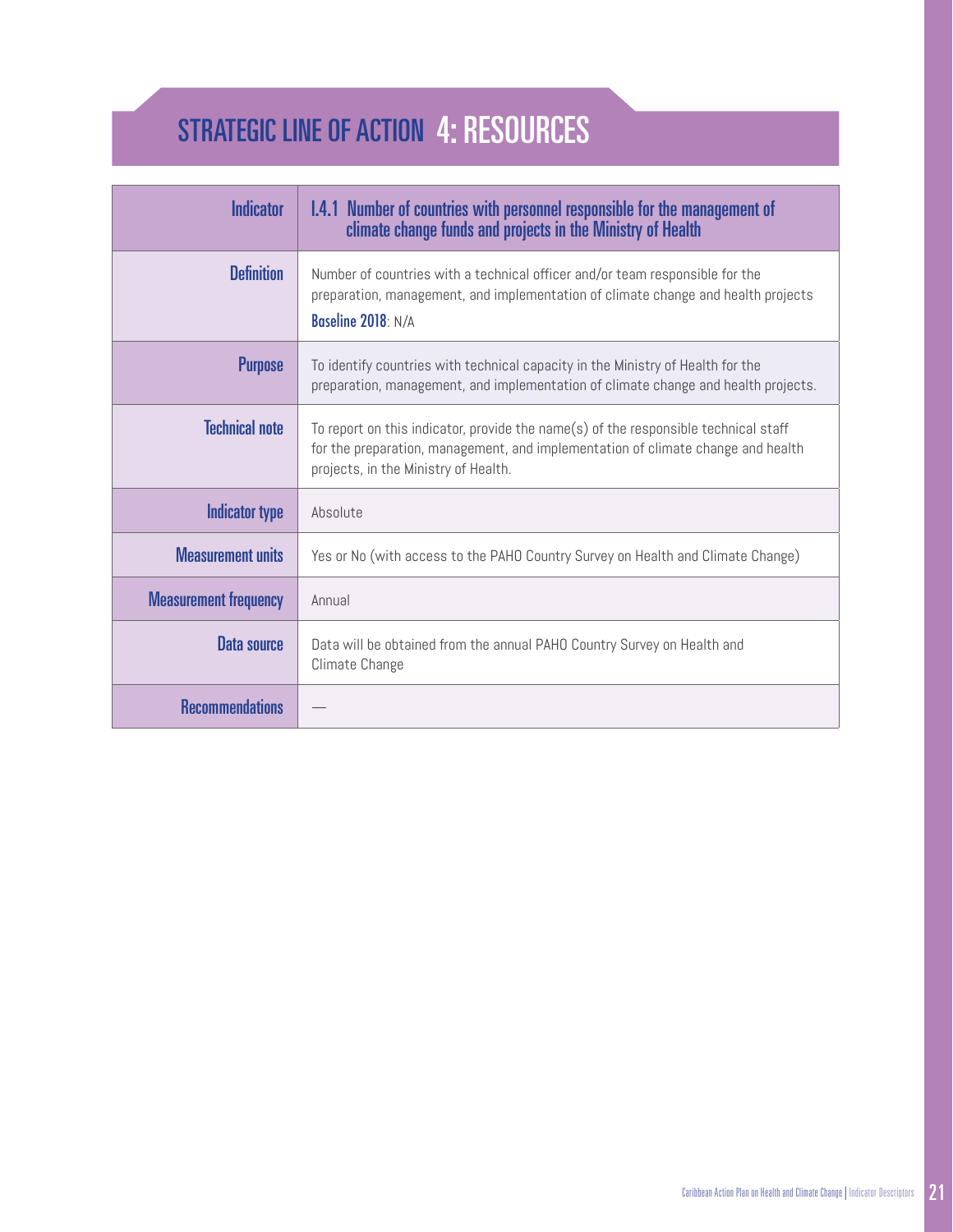# STRATEGIC LINE OF ACTION 4: RESOURCES

| Indicator | I.4.1 Number of countries with personnel responsible for the management of climate change funds and projects in the Ministry of Health |
|---|---|
| Definition | Number of countries with a technical officer and/or team responsible for the preparation, management, and implementation of climate change and health projects<br>**Baseline 2018**: N/A |
| Purpose | To identify countries with technical capacity in the Ministry of Health for the preparation, management, and implementation of climate change and health projects. |
| Technical note | To report on this indicator, provide the name(s) of the responsible technical staff for the preparation, management, and implementation of climate change and health projects, in the Ministry of Health. |
| Indicator type | Absolute |
| Measurement units | Yes or No (with access to the PAHO Country Survey on Health and Climate Change) |
| Measurement frequency | Annual |
| Data source | Data will be obtained from the annual PAHO Country Survey on Health and Climate Change |
| Recommendations | — |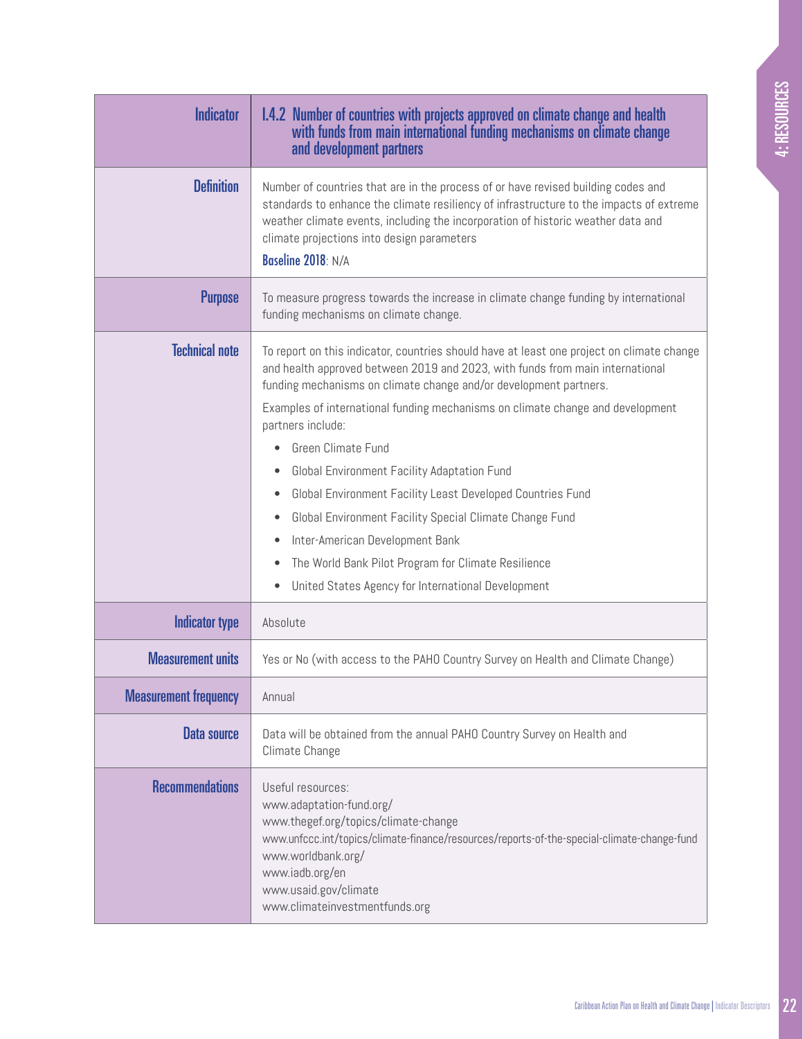| Indicator | I.4.2 Number of countries with projects approved on climate change and health with funds from main international funding mechanisms on climate change and development partners |
|---|---|
| Definition | Number of countries that are in the process of or have revised building codes and standards to enhance the climate resiliency of infrastructure to the impacts of extreme weather climate events, including the incorporation of historic weather data and climate projections into design parameters<br>**Baseline 2018**: N/A |
| Purpose | To measure progress towards the increase in climate change funding by international funding mechanisms on climate change. |
| Technical note | To report on this indicator, countries should have at least one project on climate change and health approved between 2019 and 2023, with funds from main international funding mechanisms on climate change and/or development partners.<br>Examples of international funding mechanisms on climate change and development partners include:<br>• Green Climate Fund<br>• Global Environment Facility Adaptation Fund<br>• Global Environment Facility Least Developed Countries Fund<br>• Global Environment Facility Special Climate Change Fund<br>• Inter-American Development Bank<br>• The World Bank Pilot Program for Climate Resilience<br>• United States Agency for International Development |
| Indicator type | Absolute |
| Measurement units | Yes or No (with access to the PAHO Country Survey on Health and Climate Change) |
| Measurement frequency | Annual |
| Data source | Data will be obtained from the annual PAHO Country Survey on Health and Climate Change |
| Recommendations | Useful resources:<br>www.adaptation-fund.org/<br>www.thegef.org/topics/climate-change<br>www.unfccc.int/topics/climate-finance/resources/reports-of-the-special-climate-change-fund<br>www.worldbank.org/<br>www.iadb.org/en<br>www.usaid.gov/climate<br>www.climateinvestmentfunds.org |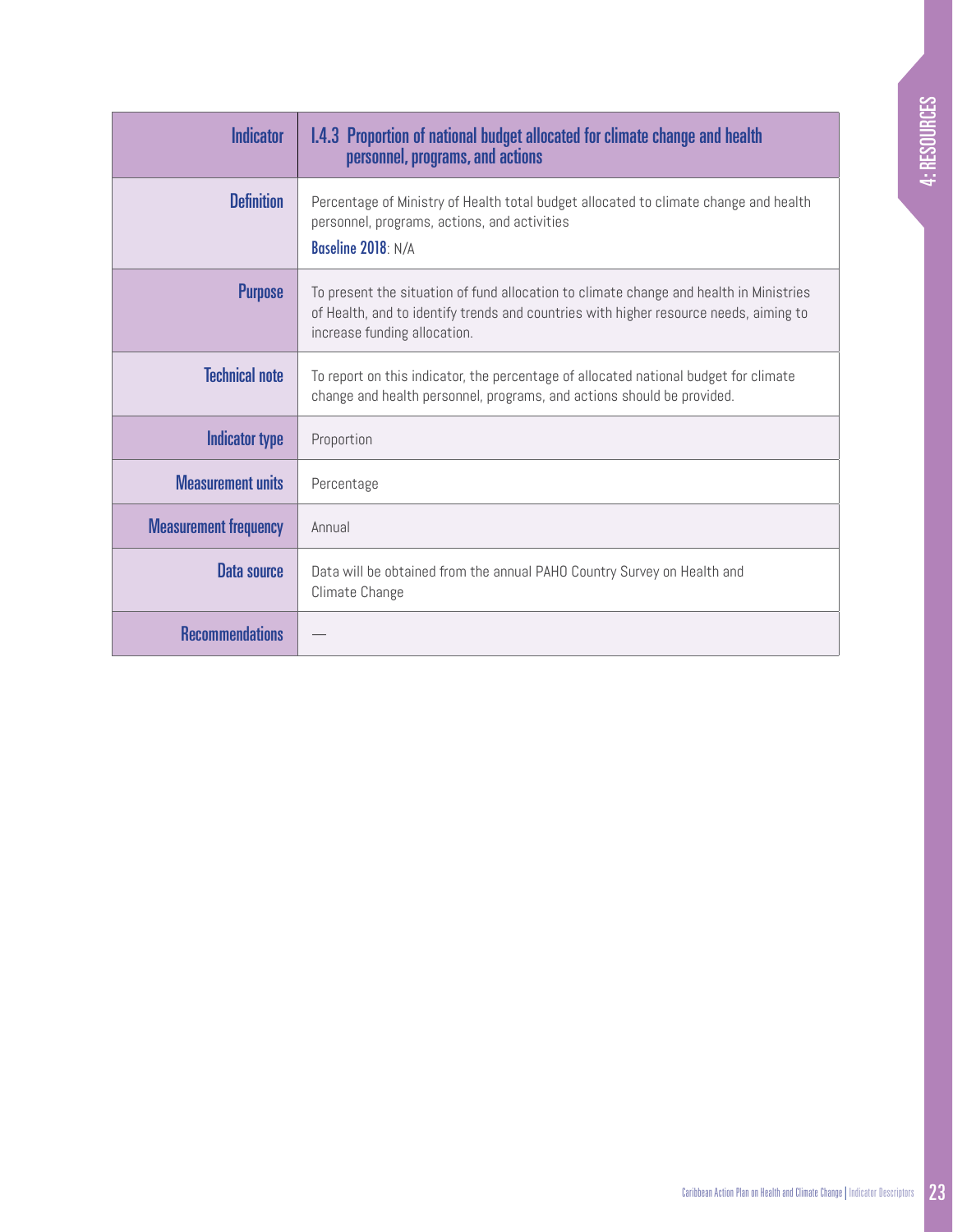| Indicator | I.4.3 Proportion of national budget allocated for climate change and health personnel, programs, and actions |
| --- | --- |
| Definition | Percentage of Ministry of Health total budget allocated to climate change and health personnel, programs, actions, and activities<br>**Baseline 2018**: N/A |
| Purpose | To present the situation of fund allocation to climate change and health in Ministries of Health, and to identify trends and countries with higher resource needs, aiming to increase funding allocation. |
| Technical note | To report on this indicator, the percentage of allocated national budget for climate change and health personnel, programs, and actions should be provided. |
| Indicator type | Proportion |
| Measurement units | Percentage |
| Measurement frequency | Annual |
| Data source | Data will be obtained from the annual PAHO Country Survey on Health and Climate Change |
| Recommendations | — |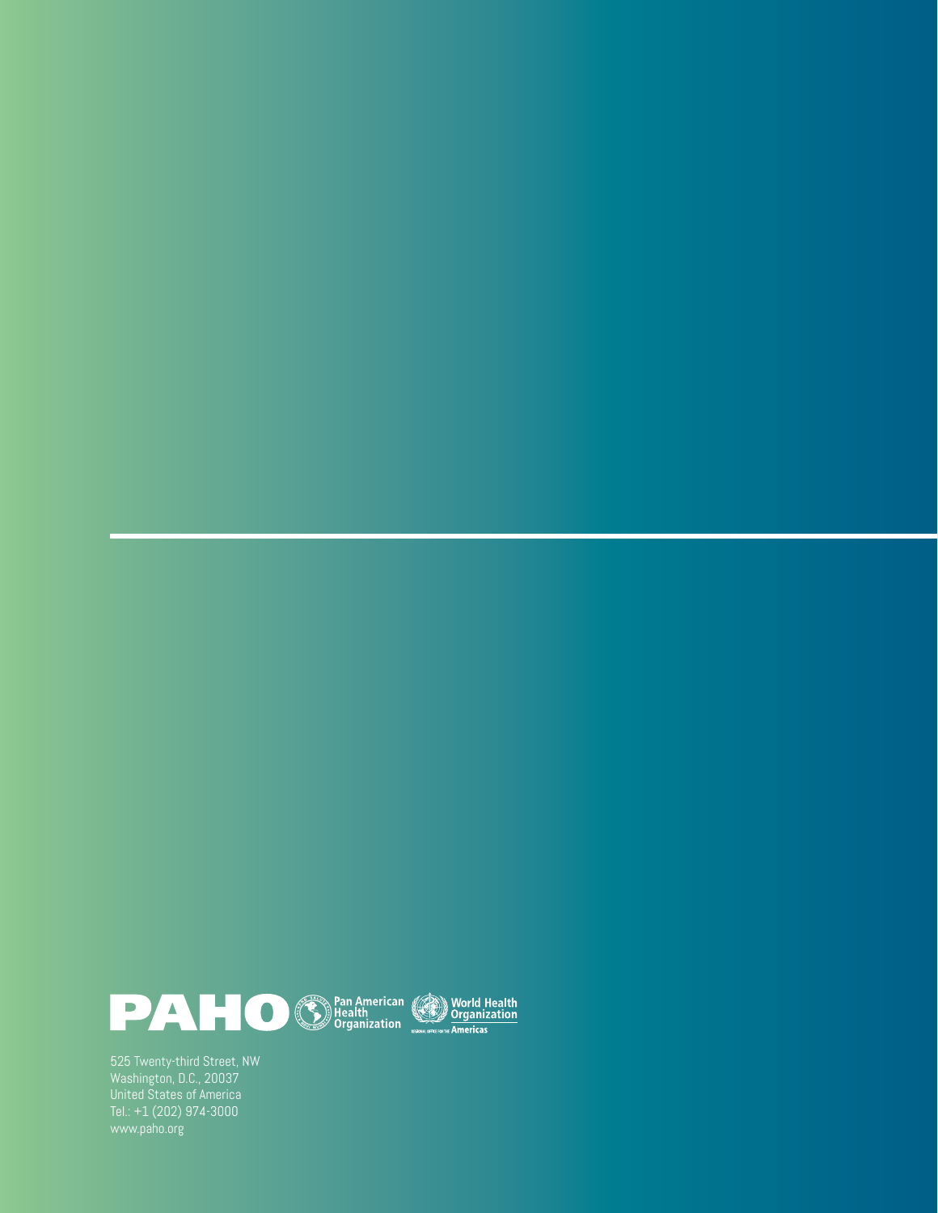PAHO Pan American Health Organization | World Health Organization Regional Office for the Americas

525 Twenty-third Street, NW
Washington, D.C., 20037
United States of America
Tel.: +1 (202) 974-3000
www.paho.org